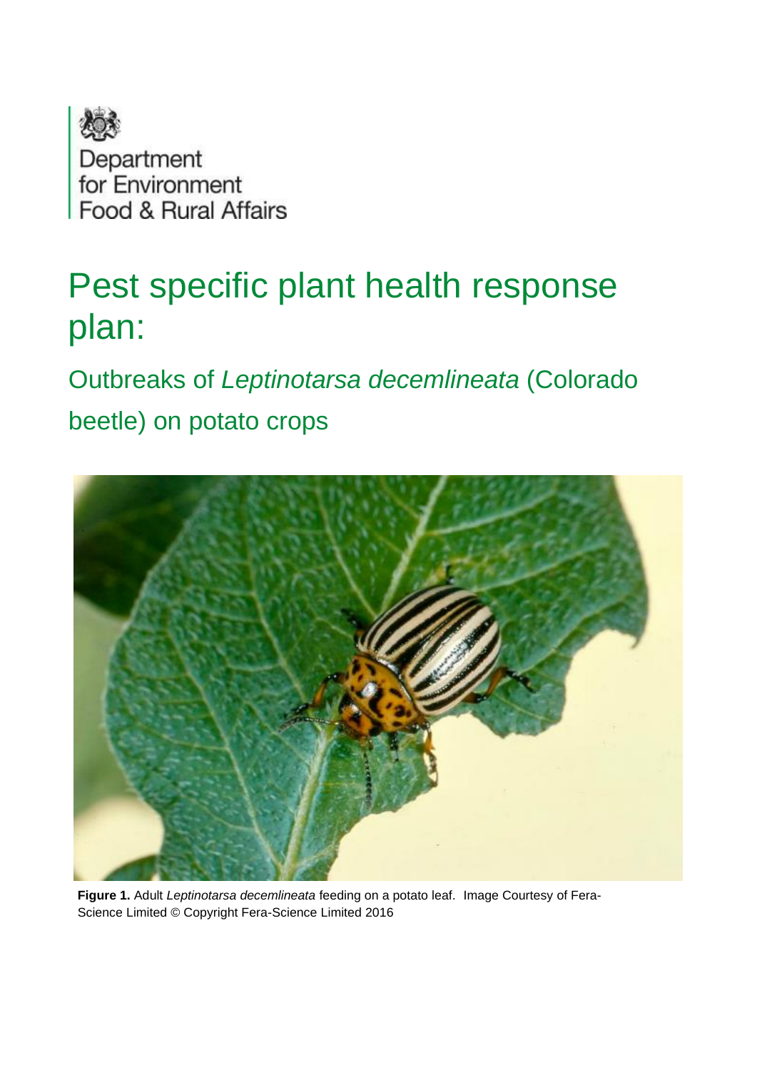Department for Environment Food & Rural Affairs

# Pest specific plant health response plan:

## Outbreaks of *Leptinotarsa decemlineata* (Colorado beetle) on potato crops

**Figure 1.** Adult *Leptinotarsa decemlineata* feeding on a potato leaf. Image Courtesy of Fera-Science Limited © Copyright Fera-Science Limited 2016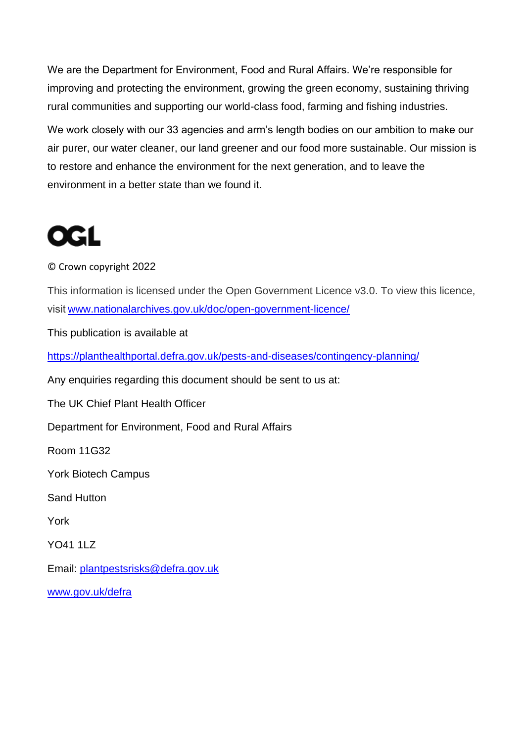We are the Department for Environment, Food and Rural Affairs. We're responsible for improving and protecting the environment, growing the green economy, sustaining thriving rural communities and supporting our world-class food, farming and fishing industries.

We work closely with our 33 agencies and arm's length bodies on our ambition to make our air purer, our water cleaner, our land greener and our food more sustainable. Our mission is to restore and enhance the environment for the next generation, and to leave the environment in a better state than we found it.

OGL

© Crown copyright 2022

This information is licensed under the Open Government Licence v3.0. To view this licence, visit www.nationalarchives.gov.uk/doc/open-government-licence/

This publication is available at

https://planthealthportal.defra.gov.uk/pests-and-diseases/contingency-planning/

Any enquiries regarding this document should be sent to us at:

The UK Chief Plant Health Officer

Department for Environment, Food and Rural Affairs

Room 11G32

York Biotech Campus

Sand Hutton

York

YO41 1LZ

Email: plantpestsrisks@defra.gov.uk

www.gov.uk/defra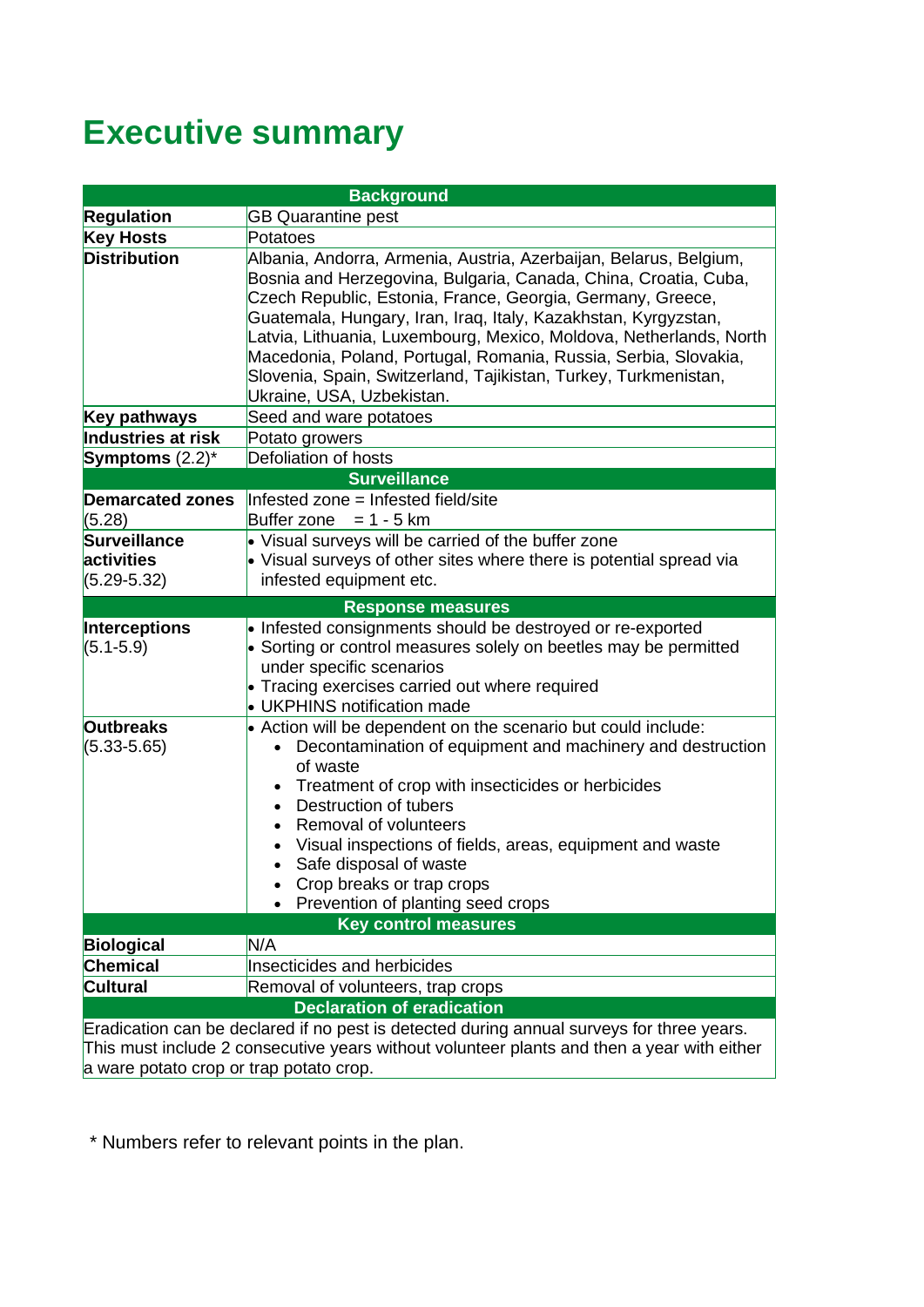# Executive summary

| **Background** | |
|---|---|
| **Regulation** | GB Quarantine pest |
| **Key Hosts** | Potatoes |
| **Distribution** | Albania, Andorra, Armenia, Austria, Azerbaijan, Belarus, Belgium, Bosnia and Herzegovina, Bulgaria, Canada, China, Croatia, Cuba, Czech Republic, Estonia, France, Georgia, Germany, Greece, Guatemala, Hungary, Iran, Iraq, Italy, Kazakhstan, Kyrgyzstan, Latvia, Lithuania, Luxembourg, Mexico, Moldova, Netherlands, North Macedonia, Poland, Portugal, Romania, Russia, Serbia, Slovakia, Slovenia, Spain, Switzerland, Tajikistan, Turkey, Turkmenistan, Ukraine, USA, Uzbekistan. |
| **Key pathways** | Seed and ware potatoes |
| **Industries at risk** | Potato growers |
| **Symptoms** (2.2)* | Defoliation of hosts |
| **Surveillance** | |
| **Demarcated zones** (5.28) | Infested zone = Infested field/site<br>Buffer zone = 1 - 5 km |
| **Surveillance activities** (5.29-5.32) | • Visual surveys will be carried of the buffer zone<br>• Visual surveys of other sites where there is potential spread via infested equipment etc. |
| **Response measures** | |
| **Interceptions** (5.1-5.9) | • Infested consignments should be destroyed or re-exported<br>• Sorting or control measures solely on beetles may be permitted under specific scenarios<br>• Tracing exercises carried out where required<br>• UKPHINS notification made |
| **Outbreaks** (5.33-5.65) | • Action will be dependent on the scenario but could include:<br>  • Decontamination of equipment and machinery and destruction of waste<br>  • Treatment of crop with insecticides or herbicides<br>  • Destruction of tubers<br>  • Removal of volunteers<br>  • Visual inspections of fields, areas, equipment and waste<br>  • Safe disposal of waste<br>  • Crop breaks or trap crops<br>  • Prevention of planting seed crops |
| **Key control measures** | |
| **Biological** | N/A |
| **Chemical** | Insecticides and herbicides |
| **Cultural** | Removal of volunteers, trap crops |
| **Declaration of eradication** | |
| Eradication can be declared if no pest is detected during annual surveys for three years. This must include 2 consecutive years without volunteer plants and then a year with either a ware potato crop or trap potato crop. | |

\* Numbers refer to relevant points in the plan.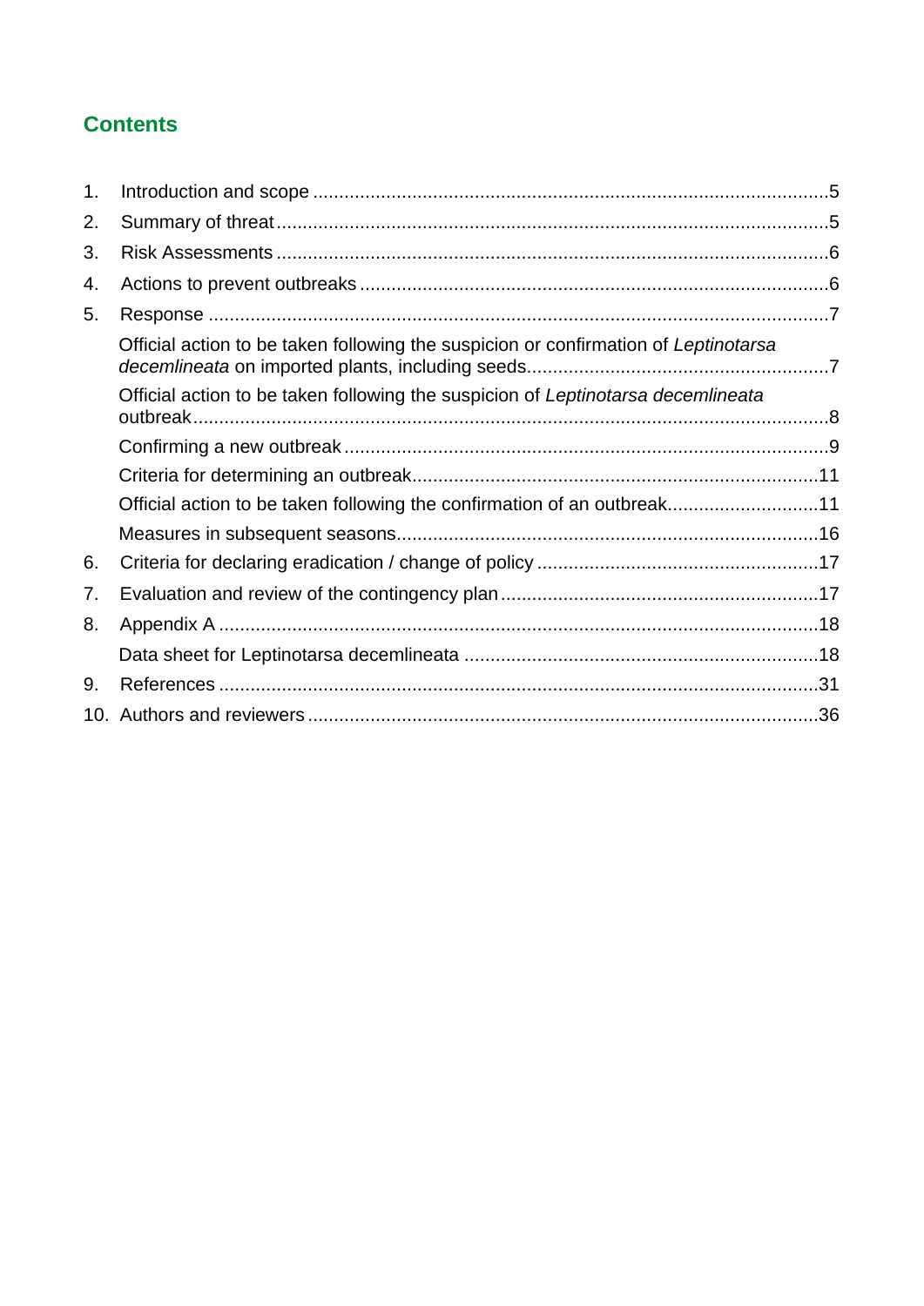## Contents

1. Introduction and scope ......................................................................................5
2. Summary of threat..............................................................................................5
3. Risk Assessments ..............................................................................................6
4. Actions to prevent outbreaks ..............................................................................6
5. Response ...........................................................................................................7
   - Official action to be taken following the suspicion or confirmation of *Leptinotarsa decemlineata* on imported plants, including seeds..........................................................7
   - Official action to be taken following the suspicion of *Leptinotarsa decemlineata* outbreak..............................................................................................................8
   - Confirming a new outbreak ..............................................................................9
   - Criteria for determining an outbreak.................................................................11
   - Official action to be taken following the confirmation of an outbreak...............11
   - Measures in subsequent seasons......................................................................16
6. Criteria for declaring eradication / change of policy ..........................................17
7. Evaluation and review of the contingency plan..................................................17
8. Appendix A .......................................................................................................18
   - Data sheet for Leptinotarsa decemlineata .......................................................18
9. References ........................................................................................................31
10. Authors and reviewers .....................................................................................36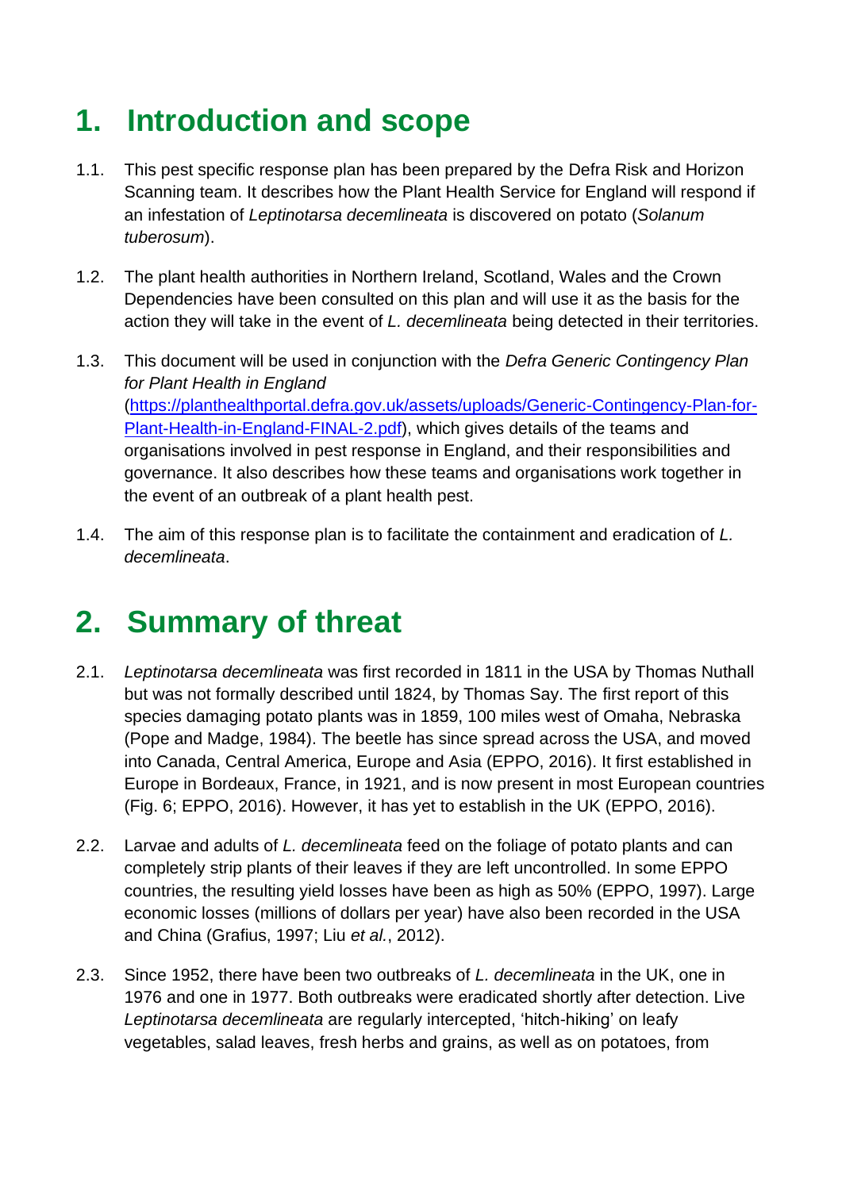# 1. Introduction and scope

1.1. This pest specific response plan has been prepared by the Defra Risk and Horizon Scanning team. It describes how the Plant Health Service for England will respond if an infestation of *Leptinotarsa decemlineata* is discovered on potato (*Solanum tuberosum*).

1.2. The plant health authorities in Northern Ireland, Scotland, Wales and the Crown Dependencies have been consulted on this plan and will use it as the basis for the action they will take in the event of *L. decemlineata* being detected in their territories.

1.3. This document will be used in conjunction with the *Defra Generic Contingency Plan for Plant Health in England* (https://planthealthportal.defra.gov.uk/assets/uploads/Generic-Contingency-Plan-for-Plant-Health-in-England-FINAL-2.pdf), which gives details of the teams and organisations involved in pest response in England, and their responsibilities and governance. It also describes how these teams and organisations work together in the event of an outbreak of a plant health pest.

1.4. The aim of this response plan is to facilitate the containment and eradication of *L. decemlineata*.

# 2. Summary of threat

2.1. *Leptinotarsa decemlineata* was first recorded in 1811 in the USA by Thomas Nuthall but was not formally described until 1824, by Thomas Say. The first report of this species damaging potato plants was in 1859, 100 miles west of Omaha, Nebraska (Pope and Madge, 1984). The beetle has since spread across the USA, and moved into Canada, Central America, Europe and Asia (EPPO, 2016). It first established in Europe in Bordeaux, France, in 1921, and is now present in most European countries (Fig. 6; EPPO, 2016). However, it has yet to establish in the UK (EPPO, 2016).

2.2. Larvae and adults of *L. decemlineata* feed on the foliage of potato plants and can completely strip plants of their leaves if they are left uncontrolled. In some EPPO countries, the resulting yield losses have been as high as 50% (EPPO, 1997). Large economic losses (millions of dollars per year) have also been recorded in the USA and China (Grafius, 1997; Liu *et al.*, 2012).

2.3. Since 1952, there have been two outbreaks of *L. decemlineata* in the UK, one in 1976 and one in 1977. Both outbreaks were eradicated shortly after detection. Live *Leptinotarsa decemlineata* are regularly intercepted, 'hitch-hiking' on leafy vegetables, salad leaves, fresh herbs and grains, as well as on potatoes, from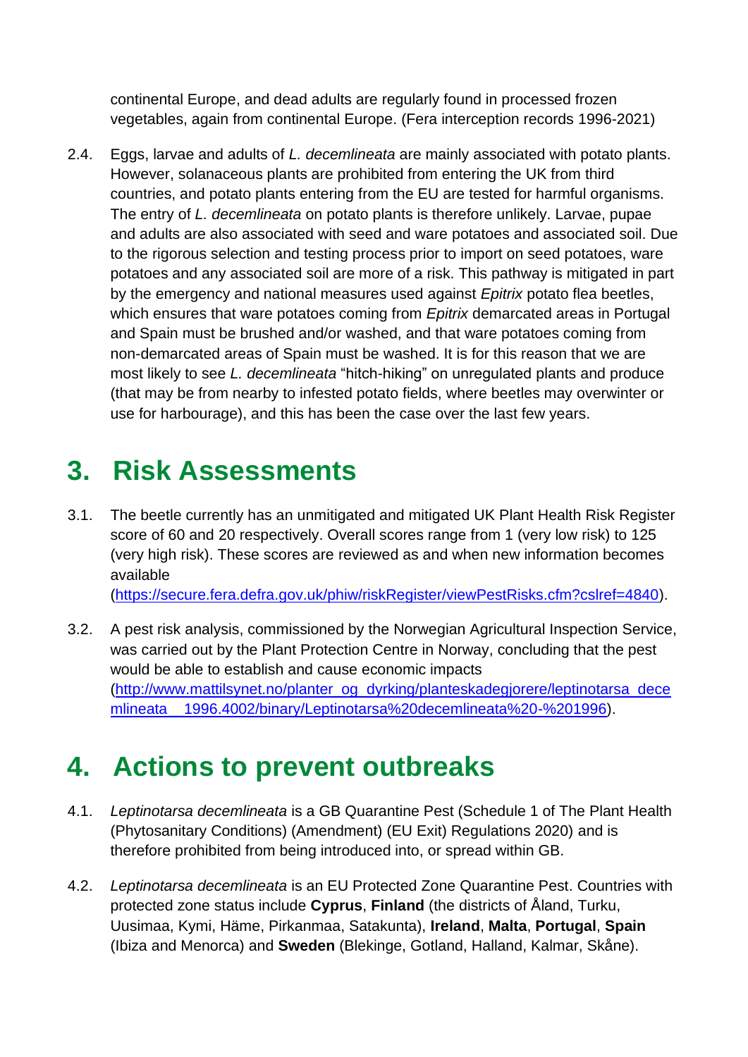continental Europe, and dead adults are regularly found in processed frozen vegetables, again from continental Europe. (Fera interception records 1996-2021)

2.4. Eggs, larvae and adults of *L. decemlineata* are mainly associated with potato plants. However, solanaceous plants are prohibited from entering the UK from third countries, and potato plants entering from the EU are tested for harmful organisms. The entry of *L. decemlineata* on potato plants is therefore unlikely. Larvae, pupae and adults are also associated with seed and ware potatoes and associated soil. Due to the rigorous selection and testing process prior to import on seed potatoes, ware potatoes and any associated soil are more of a risk. This pathway is mitigated in part by the emergency and national measures used against *Epitrix* potato flea beetles, which ensures that ware potatoes coming from *Epitrix* demarcated areas in Portugal and Spain must be brushed and/or washed, and that ware potatoes coming from non-demarcated areas of Spain must be washed. It is for this reason that we are most likely to see *L. decemlineata* "hitch-hiking" on unregulated plants and produce (that may be from nearby to infested potato fields, where beetles may overwinter or use for harbourage), and this has been the case over the last few years.

# 3. Risk Assessments

3.1. The beetle currently has an unmitigated and mitigated UK Plant Health Risk Register score of 60 and 20 respectively. Overall scores range from 1 (very low risk) to 125 (very high risk). These scores are reviewed as and when new information becomes available (https://secure.fera.defra.gov.uk/phiw/riskRegister/viewPestRisks.cfm?cslref=4840).

3.2. A pest risk analysis, commissioned by the Norwegian Agricultural Inspection Service, was carried out by the Plant Protection Centre in Norway, concluding that the pest would be able to establish and cause economic impacts (http://www.mattilsynet.no/planter_og_dyrking/planteskadegjorere/leptinotarsa_decemlineata__1996.4002/binary/Leptinotarsa%20decemlineata%20-%201996).

# 4. Actions to prevent outbreaks

4.1. *Leptinotarsa decemlineata* is a GB Quarantine Pest (Schedule 1 of The Plant Health (Phytosanitary Conditions) (Amendment) (EU Exit) Regulations 2020) and is therefore prohibited from being introduced into, or spread within GB.

4.2. *Leptinotarsa decemlineata* is an EU Protected Zone Quarantine Pest. Countries with protected zone status include **Cyprus**, **Finland** (the districts of Åland, Turku, Uusimaa, Kymi, Häme, Pirkanmaa, Satakunta), **Ireland**, **Malta**, **Portugal**, **Spain** (Ibiza and Menorca) and **Sweden** (Blekinge, Gotland, Halland, Kalmar, Skåne).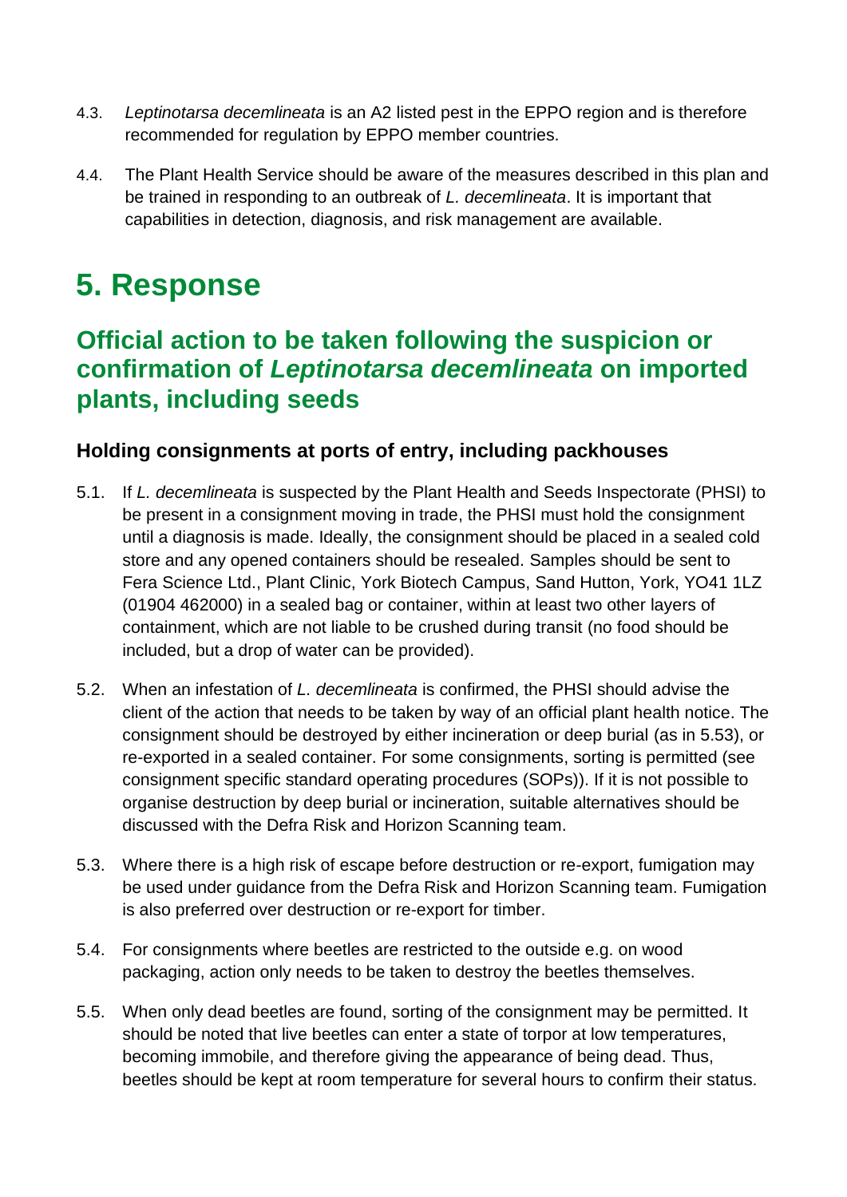4.3. *Leptinotarsa decemlineata* is an A2 listed pest in the EPPO region and is therefore recommended for regulation by EPPO member countries.

4.4. The Plant Health Service should be aware of the measures described in this plan and be trained in responding to an outbreak of *L. decemlineata*. It is important that capabilities in detection, diagnosis, and risk management are available.

# 5. Response

## Official action to be taken following the suspicion or confirmation of *Leptinotarsa decemlineata* on imported plants, including seeds

### Holding consignments at ports of entry, including packhouses

5.1. If *L. decemlineata* is suspected by the Plant Health and Seeds Inspectorate (PHSI) to be present in a consignment moving in trade, the PHSI must hold the consignment until a diagnosis is made. Ideally, the consignment should be placed in a sealed cold store and any opened containers should be resealed. Samples should be sent to Fera Science Ltd., Plant Clinic, York Biotech Campus, Sand Hutton, York, YO41 1LZ (01904 462000) in a sealed bag or container, within at least two other layers of containment, which are not liable to be crushed during transit (no food should be included, but a drop of water can be provided).

5.2. When an infestation of *L. decemlineata* is confirmed, the PHSI should advise the client of the action that needs to be taken by way of an official plant health notice. The consignment should be destroyed by either incineration or deep burial (as in 5.53), or re-exported in a sealed container. For some consignments, sorting is permitted (see consignment specific standard operating procedures (SOPs)). If it is not possible to organise destruction by deep burial or incineration, suitable alternatives should be discussed with the Defra Risk and Horizon Scanning team.

5.3. Where there is a high risk of escape before destruction or re-export, fumigation may be used under guidance from the Defra Risk and Horizon Scanning team. Fumigation is also preferred over destruction or re-export for timber.

5.4. For consignments where beetles are restricted to the outside e.g. on wood packaging, action only needs to be taken to destroy the beetles themselves.

5.5. When only dead beetles are found, sorting of the consignment may be permitted. It should be noted that live beetles can enter a state of torpor at low temperatures, becoming immobile, and therefore giving the appearance of being dead. Thus, beetles should be kept at room temperature for several hours to confirm their status.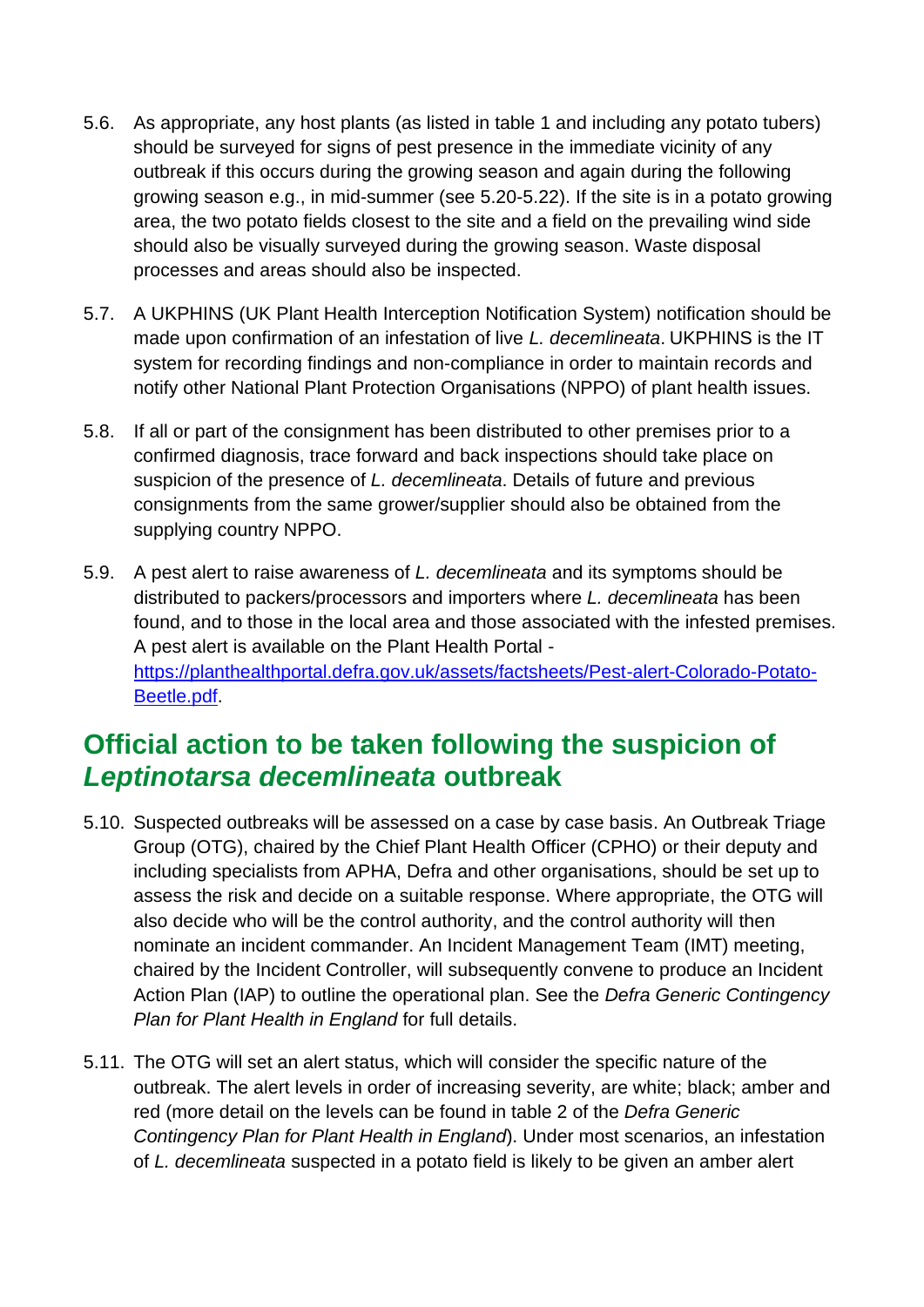5.6. As appropriate, any host plants (as listed in table 1 and including any potato tubers) should be surveyed for signs of pest presence in the immediate vicinity of any outbreak if this occurs during the growing season and again during the following growing season e.g., in mid-summer (see 5.20-5.22). If the site is in a potato growing area, the two potato fields closest to the site and a field on the prevailing wind side should also be visually surveyed during the growing season. Waste disposal processes and areas should also be inspected.

5.7. A UKPHINS (UK Plant Health Interception Notification System) notification should be made upon confirmation of an infestation of live *L. decemlineata*. UKPHINS is the IT system for recording findings and non-compliance in order to maintain records and notify other National Plant Protection Organisations (NPPO) of plant health issues.

5.8. If all or part of the consignment has been distributed to other premises prior to a confirmed diagnosis, trace forward and back inspections should take place on suspicion of the presence of *L. decemlineata*. Details of future and previous consignments from the same grower/supplier should also be obtained from the supplying country NPPO.

5.9. A pest alert to raise awareness of *L. decemlineata* and its symptoms should be distributed to packers/processors and importers where *L. decemlineata* has been found, and to those in the local area and those associated with the infested premises. A pest alert is available on the Plant Health Portal - [https://planthealthportal.defra.gov.uk/assets/factsheets/Pest-alert-Colorado-Potato-Beetle.pdf](https://planthealthportal.defra.gov.uk/assets/factsheets/Pest-alert-Colorado-Potato-Beetle.pdf).

## Official action to be taken following the suspicion of *Leptinotarsa decemlineata* outbreak

5.10. Suspected outbreaks will be assessed on a case by case basis. An Outbreak Triage Group (OTG), chaired by the Chief Plant Health Officer (CPHO) or their deputy and including specialists from APHA, Defra and other organisations, should be set up to assess the risk and decide on a suitable response. Where appropriate, the OTG will also decide who will be the control authority, and the control authority will then nominate an incident commander. An Incident Management Team (IMT) meeting, chaired by the Incident Controller, will subsequently convene to produce an Incident Action Plan (IAP) to outline the operational plan. See the *Defra Generic Contingency Plan for Plant Health in England* for full details.

5.11. The OTG will set an alert status, which will consider the specific nature of the outbreak. The alert levels in order of increasing severity, are white; black; amber and red (more detail on the levels can be found in table 2 of the *Defra Generic Contingency Plan for Plant Health in England*). Under most scenarios, an infestation of *L. decemlineata* suspected in a potato field is likely to be given an amber alert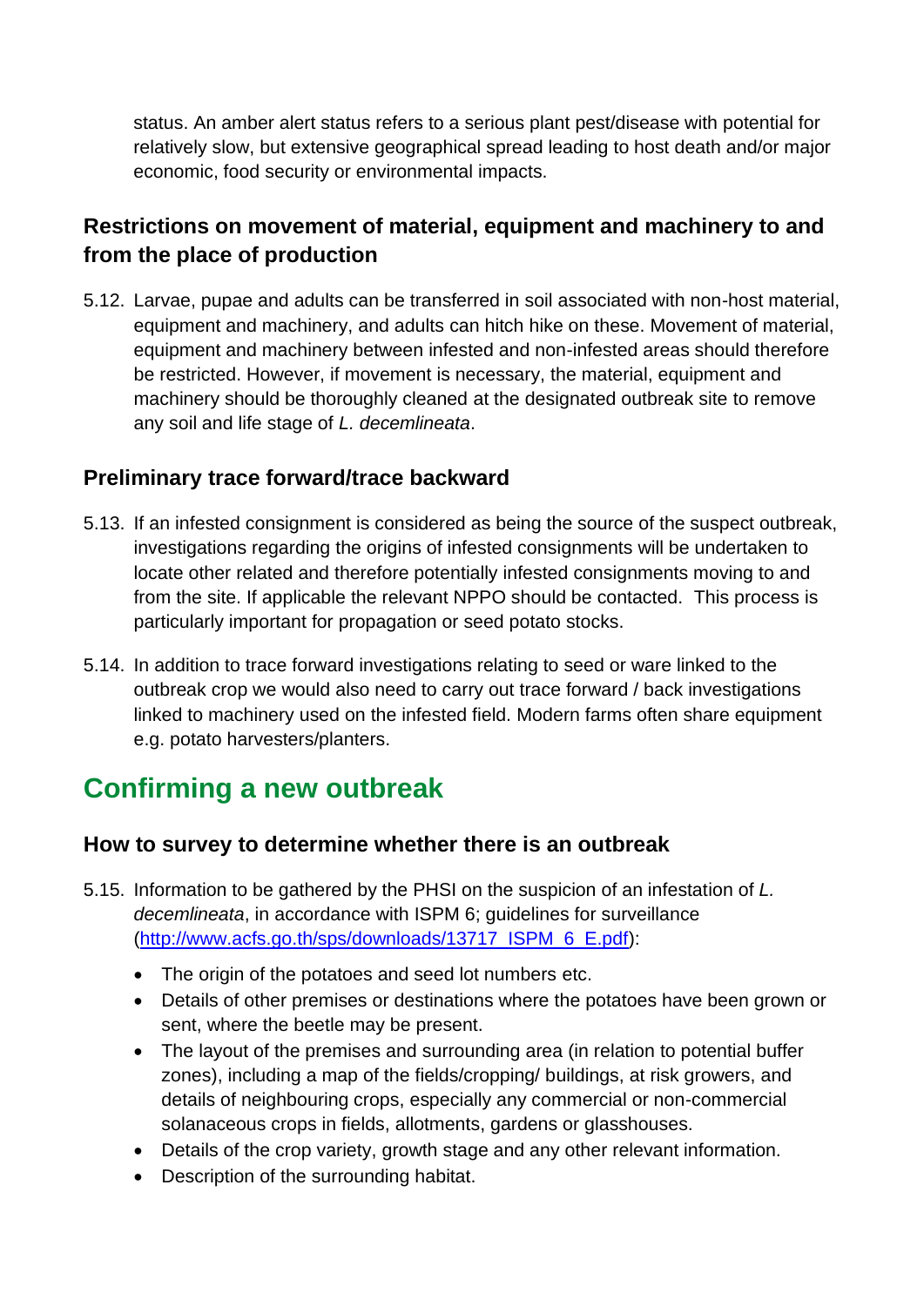status. An amber alert status refers to a serious plant pest/disease with potential for relatively slow, but extensive geographical spread leading to host death and/or major economic, food security or environmental impacts.

### Restrictions on movement of material, equipment and machinery to and from the place of production

5.12. Larvae, pupae and adults can be transferred in soil associated with non-host material, equipment and machinery, and adults can hitch hike on these. Movement of material, equipment and machinery between infested and non-infested areas should therefore be restricted. However, if movement is necessary, the material, equipment and machinery should be thoroughly cleaned at the designated outbreak site to remove any soil and life stage of *L. decemlineata*.

### Preliminary trace forward/trace backward

5.13. If an infested consignment is considered as being the source of the suspect outbreak, investigations regarding the origins of infested consignments will be undertaken to locate other related and therefore potentially infested consignments moving to and from the site. If applicable the relevant NPPO should be contacted. This process is particularly important for propagation or seed potato stocks.

5.14. In addition to trace forward investigations relating to seed or ware linked to the outbreak crop we would also need to carry out trace forward / back investigations linked to machinery used on the infested field. Modern farms often share equipment e.g. potato harvesters/planters.

## Confirming a new outbreak

### How to survey to determine whether there is an outbreak

5.15. Information to be gathered by the PHSI on the suspicion of an infestation of *L. decemlineata*, in accordance with ISPM 6; guidelines for surveillance (http://www.acfs.go.th/sps/downloads/13717_ISPM_6_E.pdf):

- The origin of the potatoes and seed lot numbers etc.
- Details of other premises or destinations where the potatoes have been grown or sent, where the beetle may be present.
- The layout of the premises and surrounding area (in relation to potential buffer zones), including a map of the fields/cropping/ buildings, at risk growers, and details of neighbouring crops, especially any commercial or non-commercial solanaceous crops in fields, allotments, gardens or glasshouses.
- Details of the crop variety, growth stage and any other relevant information.
- Description of the surrounding habitat.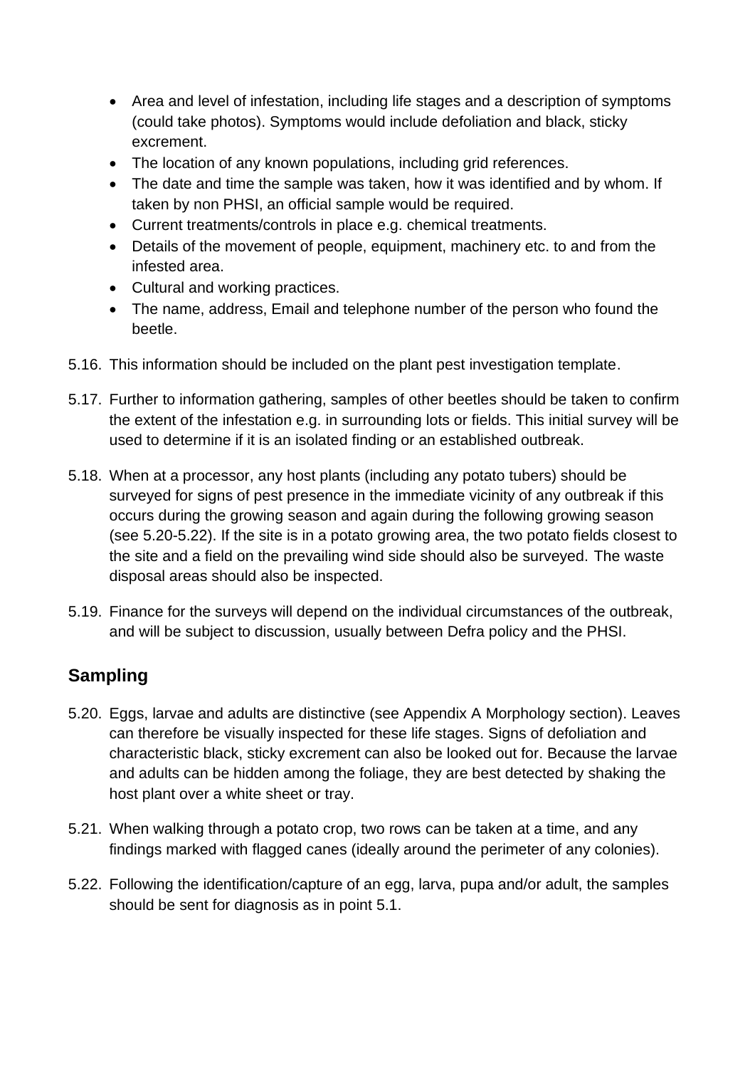- Area and level of infestation, including life stages and a description of symptoms (could take photos). Symptoms would include defoliation and black, sticky excrement.
- The location of any known populations, including grid references.
- The date and time the sample was taken, how it was identified and by whom. If taken by non PHSI, an official sample would be required.
- Current treatments/controls in place e.g. chemical treatments.
- Details of the movement of people, equipment, machinery etc. to and from the infested area.
- Cultural and working practices.
- The name, address, Email and telephone number of the person who found the beetle.

5.16. This information should be included on the plant pest investigation template.

5.17. Further to information gathering, samples of other beetles should be taken to confirm the extent of the infestation e.g. in surrounding lots or fields. This initial survey will be used to determine if it is an isolated finding or an established outbreak.

5.18. When at a processor, any host plants (including any potato tubers) should be surveyed for signs of pest presence in the immediate vicinity of any outbreak if this occurs during the growing season and again during the following growing season (see 5.20-5.22). If the site is in a potato growing area, the two potato fields closest to the site and a field on the prevailing wind side should also be surveyed. The waste disposal areas should also be inspected.

5.19. Finance for the surveys will depend on the individual circumstances of the outbreak, and will be subject to discussion, usually between Defra policy and the PHSI.

## Sampling

5.20. Eggs, larvae and adults are distinctive (see Appendix A Morphology section). Leaves can therefore be visually inspected for these life stages. Signs of defoliation and characteristic black, sticky excrement can also be looked out for. Because the larvae and adults can be hidden among the foliage, they are best detected by shaking the host plant over a white sheet or tray.

5.21. When walking through a potato crop, two rows can be taken at a time, and any findings marked with flagged canes (ideally around the perimeter of any colonies).

5.22. Following the identification/capture of an egg, larva, pupa and/or adult, the samples should be sent for diagnosis as in point 5.1.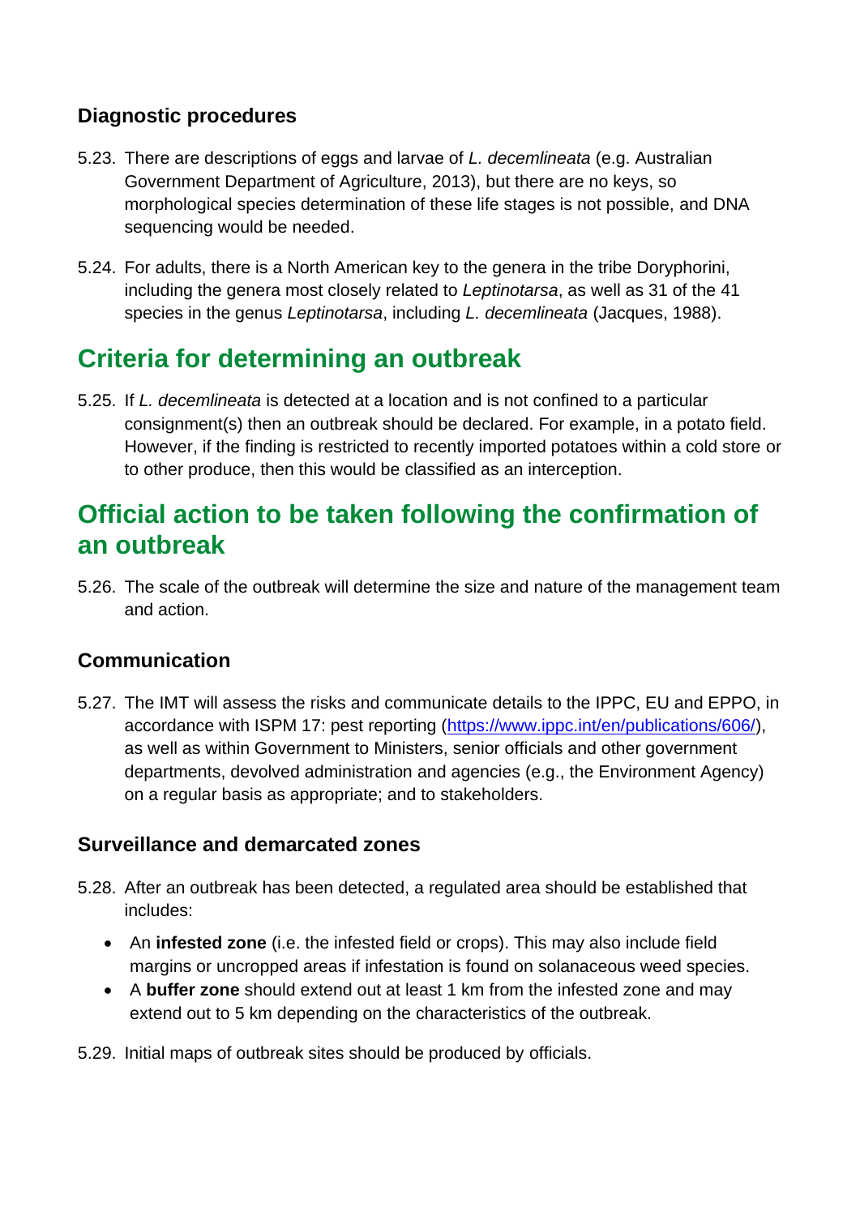### Diagnostic procedures

5.23. There are descriptions of eggs and larvae of *L. decemlineata* (e.g. Australian Government Department of Agriculture, 2013), but there are no keys, so morphological species determination of these life stages is not possible, and DNA sequencing would be needed.

5.24. For adults, there is a North American key to the genera in the tribe Doryphorini, including the genera most closely related to *Leptinotarsa*, as well as 31 of the 41 species in the genus *Leptinotarsa*, including *L. decemlineata* (Jacques, 1988).

## Criteria for determining an outbreak

5.25. If *L. decemlineata* is detected at a location and is not confined to a particular consignment(s) then an outbreak should be declared. For example, in a potato field. However, if the finding is restricted to recently imported potatoes within a cold store or to other produce, then this would be classified as an interception.

## Official action to be taken following the confirmation of an outbreak

5.26. The scale of the outbreak will determine the size and nature of the management team and action.

### Communication

5.27. The IMT will assess the risks and communicate details to the IPPC, EU and EPPO, in accordance with ISPM 17: pest reporting (https://www.ippc.int/en/publications/606/), as well as within Government to Ministers, senior officials and other government departments, devolved administration and agencies (e.g., the Environment Agency) on a regular basis as appropriate; and to stakeholders.

### Surveillance and demarcated zones

5.28. After an outbreak has been detected, a regulated area should be established that includes:

- An **infested zone** (i.e. the infested field or crops). This may also include field margins or uncropped areas if infestation is found on solanaceous weed species.
- A **buffer zone** should extend out at least 1 km from the infested zone and may extend out to 5 km depending on the characteristics of the outbreak.

5.29. Initial maps of outbreak sites should be produced by officials.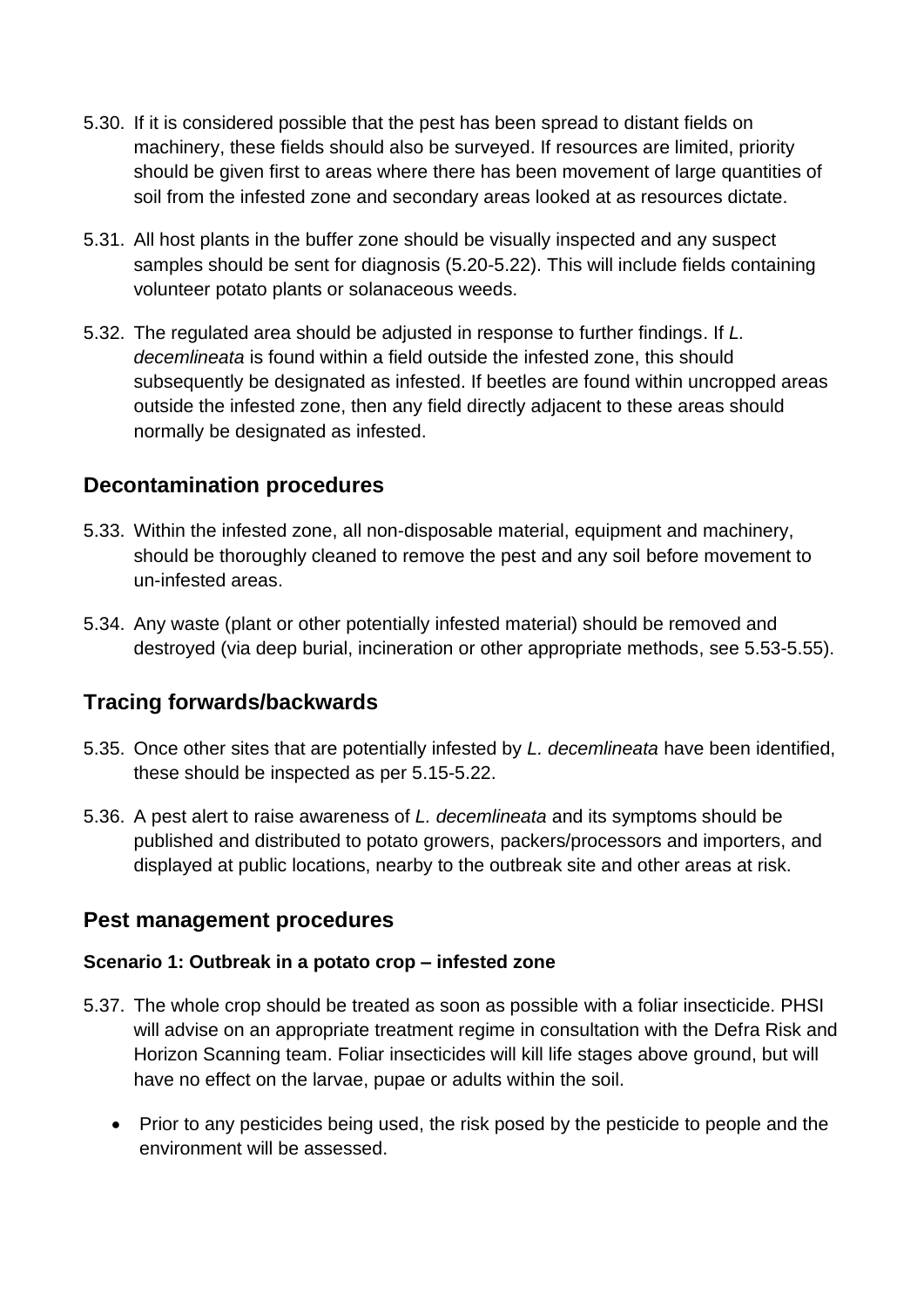5.30. If it is considered possible that the pest has been spread to distant fields on machinery, these fields should also be surveyed. If resources are limited, priority should be given first to areas where there has been movement of large quantities of soil from the infested zone and secondary areas looked at as resources dictate.

5.31. All host plants in the buffer zone should be visually inspected and any suspect samples should be sent for diagnosis (5.20-5.22). This will include fields containing volunteer potato plants or solanaceous weeds.

5.32. The regulated area should be adjusted in response to further findings. If *L. decemlineata* is found within a field outside the infested zone, this should subsequently be designated as infested. If beetles are found within uncropped areas outside the infested zone, then any field directly adjacent to these areas should normally be designated as infested.

## Decontamination procedures

5.33. Within the infested zone, all non-disposable material, equipment and machinery, should be thoroughly cleaned to remove the pest and any soil before movement to un-infested areas.

5.34. Any waste (plant or other potentially infested material) should be removed and destroyed (via deep burial, incineration or other appropriate methods, see 5.53-5.55).

## Tracing forwards/backwards

5.35. Once other sites that are potentially infested by *L. decemlineata* have been identified, these should be inspected as per 5.15-5.22.

5.36. A pest alert to raise awareness of *L. decemlineata* and its symptoms should be published and distributed to potato growers, packers/processors and importers, and displayed at public locations, nearby to the outbreak site and other areas at risk.

## Pest management procedures

### Scenario 1: Outbreak in a potato crop – infested zone

5.37. The whole crop should be treated as soon as possible with a foliar insecticide. PHSI will advise on an appropriate treatment regime in consultation with the Defra Risk and Horizon Scanning team. Foliar insecticides will kill life stages above ground, but will have no effect on the larvae, pupae or adults within the soil.

- Prior to any pesticides being used, the risk posed by the pesticide to people and the environment will be assessed.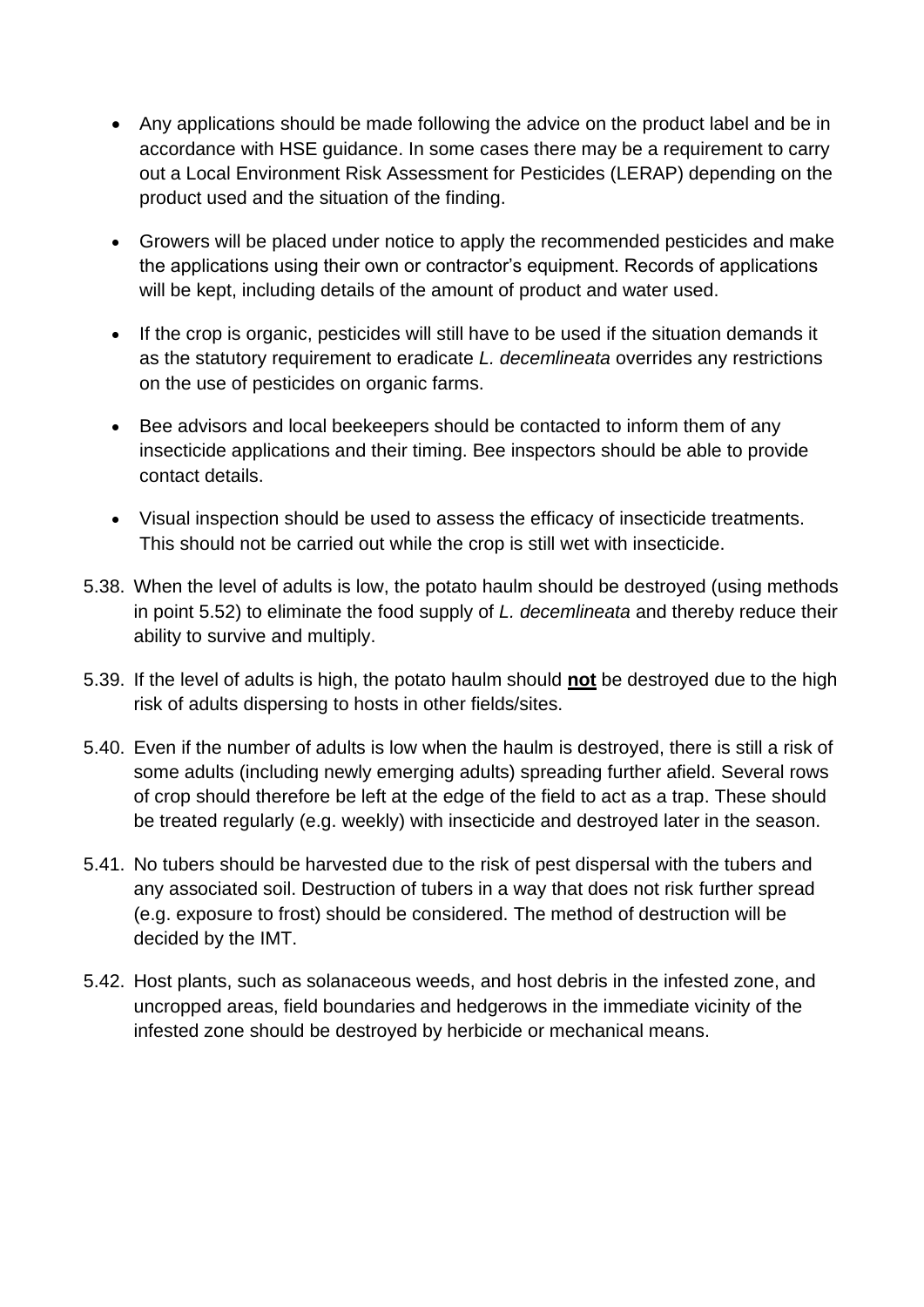- Any applications should be made following the advice on the product label and be in accordance with HSE guidance. In some cases there may be a requirement to carry out a Local Environment Risk Assessment for Pesticides (LERAP) depending on the product used and the situation of the finding.
- Growers will be placed under notice to apply the recommended pesticides and make the applications using their own or contractor's equipment. Records of applications will be kept, including details of the amount of product and water used.
- If the crop is organic, pesticides will still have to be used if the situation demands it as the statutory requirement to eradicate *L. decemlineata* overrides any restrictions on the use of pesticides on organic farms.
- Bee advisors and local beekeepers should be contacted to inform them of any insecticide applications and their timing. Bee inspectors should be able to provide contact details.
- Visual inspection should be used to assess the efficacy of insecticide treatments. This should not be carried out while the crop is still wet with insecticide.

5.38. When the level of adults is low, the potato haulm should be destroyed (using methods in point 5.52) to eliminate the food supply of *L. decemlineata* and thereby reduce their ability to survive and multiply.

5.39. If the level of adults is high, the potato haulm should **not** be destroyed due to the high risk of adults dispersing to hosts in other fields/sites.

5.40. Even if the number of adults is low when the haulm is destroyed, there is still a risk of some adults (including newly emerging adults) spreading further afield. Several rows of crop should therefore be left at the edge of the field to act as a trap. These should be treated regularly (e.g. weekly) with insecticide and destroyed later in the season.

5.41. No tubers should be harvested due to the risk of pest dispersal with the tubers and any associated soil. Destruction of tubers in a way that does not risk further spread (e.g. exposure to frost) should be considered. The method of destruction will be decided by the IMT.

5.42. Host plants, such as solanaceous weeds, and host debris in the infested zone, and uncropped areas, field boundaries and hedgerows in the immediate vicinity of the infested zone should be destroyed by herbicide or mechanical means.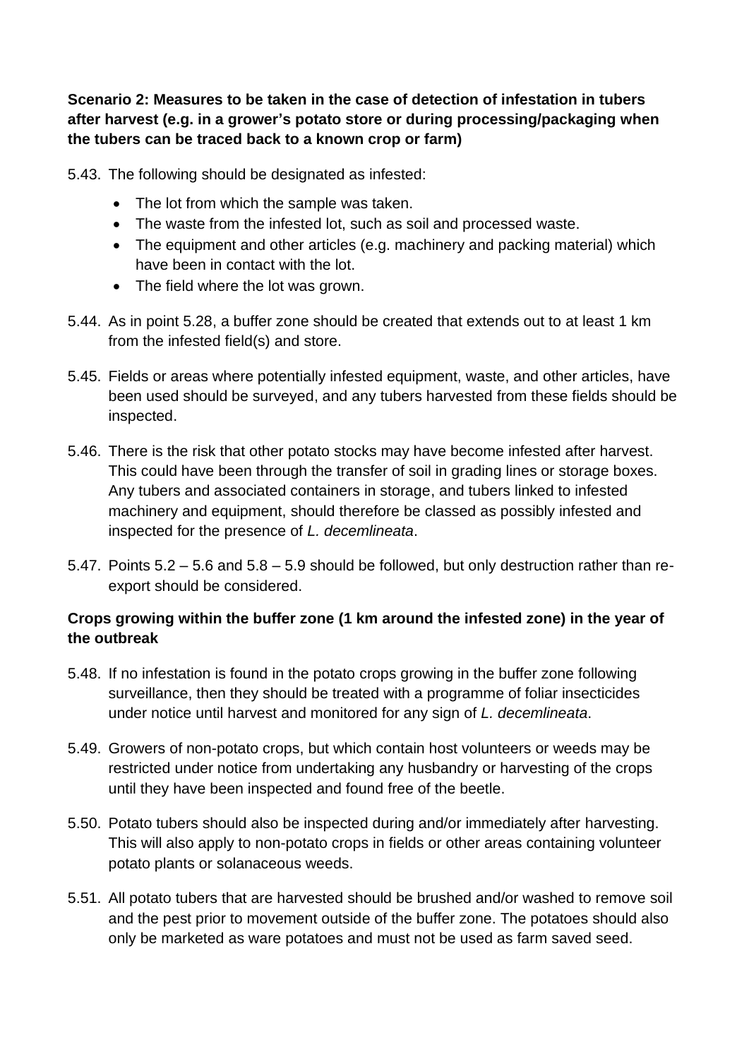**Scenario 2: Measures to be taken in the case of detection of infestation in tubers after harvest (e.g. in a grower's potato store or during processing/packaging when the tubers can be traced back to a known crop or farm)**

5.43. The following should be designated as infested:

- The lot from which the sample was taken.
- The waste from the infested lot, such as soil and processed waste.
- The equipment and other articles (e.g. machinery and packing material) which have been in contact with the lot.
- The field where the lot was grown.

5.44. As in point 5.28, a buffer zone should be created that extends out to at least 1 km from the infested field(s) and store.

5.45. Fields or areas where potentially infested equipment, waste, and other articles, have been used should be surveyed, and any tubers harvested from these fields should be inspected.

5.46. There is the risk that other potato stocks may have become infested after harvest. This could have been through the transfer of soil in grading lines or storage boxes. Any tubers and associated containers in storage, and tubers linked to infested machinery and equipment, should therefore be classed as possibly infested and inspected for the presence of *L. decemlineata*.

5.47. Points 5.2 – 5.6 and 5.8 – 5.9 should be followed, but only destruction rather than re-export should be considered.

**Crops growing within the buffer zone (1 km around the infested zone) in the year of the outbreak**

5.48. If no infestation is found in the potato crops growing in the buffer zone following surveillance, then they should be treated with a programme of foliar insecticides under notice until harvest and monitored for any sign of *L. decemlineata*.

5.49. Growers of non-potato crops, but which contain host volunteers or weeds may be restricted under notice from undertaking any husbandry or harvesting of the crops until they have been inspected and found free of the beetle.

5.50. Potato tubers should also be inspected during and/or immediately after harvesting. This will also apply to non-potato crops in fields or other areas containing volunteer potato plants or solanaceous weeds.

5.51. All potato tubers that are harvested should be brushed and/or washed to remove soil and the pest prior to movement outside of the buffer zone. The potatoes should also only be marketed as ware potatoes and must not be used as farm saved seed.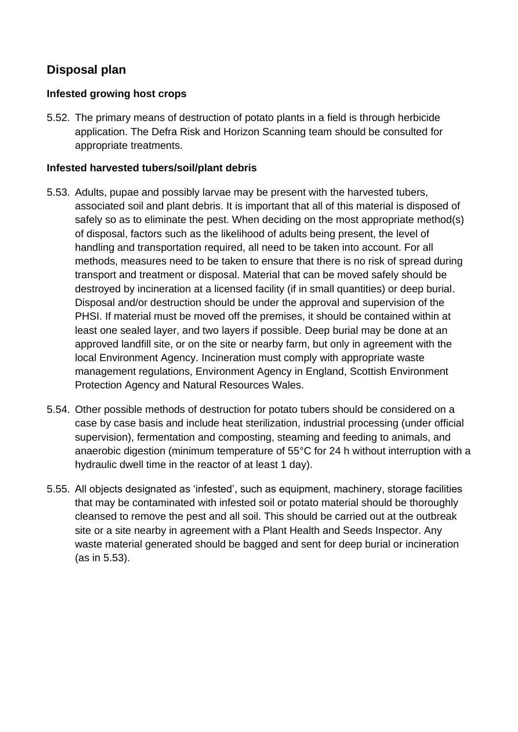## Disposal plan

### Infested growing host crops

5.52. The primary means of destruction of potato plants in a field is through herbicide application. The Defra Risk and Horizon Scanning team should be consulted for appropriate treatments.

### Infested harvested tubers/soil/plant debris

5.53. Adults, pupae and possibly larvae may be present with the harvested tubers, associated soil and plant debris. It is important that all of this material is disposed of safely so as to eliminate the pest. When deciding on the most appropriate method(s) of disposal, factors such as the likelihood of adults being present, the level of handling and transportation required, all need to be taken into account. For all methods, measures need to be taken to ensure that there is no risk of spread during transport and treatment or disposal. Material that can be moved safely should be destroyed by incineration at a licensed facility (if in small quantities) or deep burial. Disposal and/or destruction should be under the approval and supervision of the PHSI. If material must be moved off the premises, it should be contained within at least one sealed layer, and two layers if possible. Deep burial may be done at an approved landfill site, or on the site or nearby farm, but only in agreement with the local Environment Agency. Incineration must comply with appropriate waste management regulations, Environment Agency in England, Scottish Environment Protection Agency and Natural Resources Wales.

5.54. Other possible methods of destruction for potato tubers should be considered on a case by case basis and include heat sterilization, industrial processing (under official supervision), fermentation and composting, steaming and feeding to animals, and anaerobic digestion (minimum temperature of 55°C for 24 h without interruption with a hydraulic dwell time in the reactor of at least 1 day).

5.55. All objects designated as 'infested', such as equipment, machinery, storage facilities that may be contaminated with infested soil or potato material should be thoroughly cleansed to remove the pest and all soil. This should be carried out at the outbreak site or a site nearby in agreement with a Plant Health and Seeds Inspector. Any waste material generated should be bagged and sent for deep burial or incineration (as in 5.53).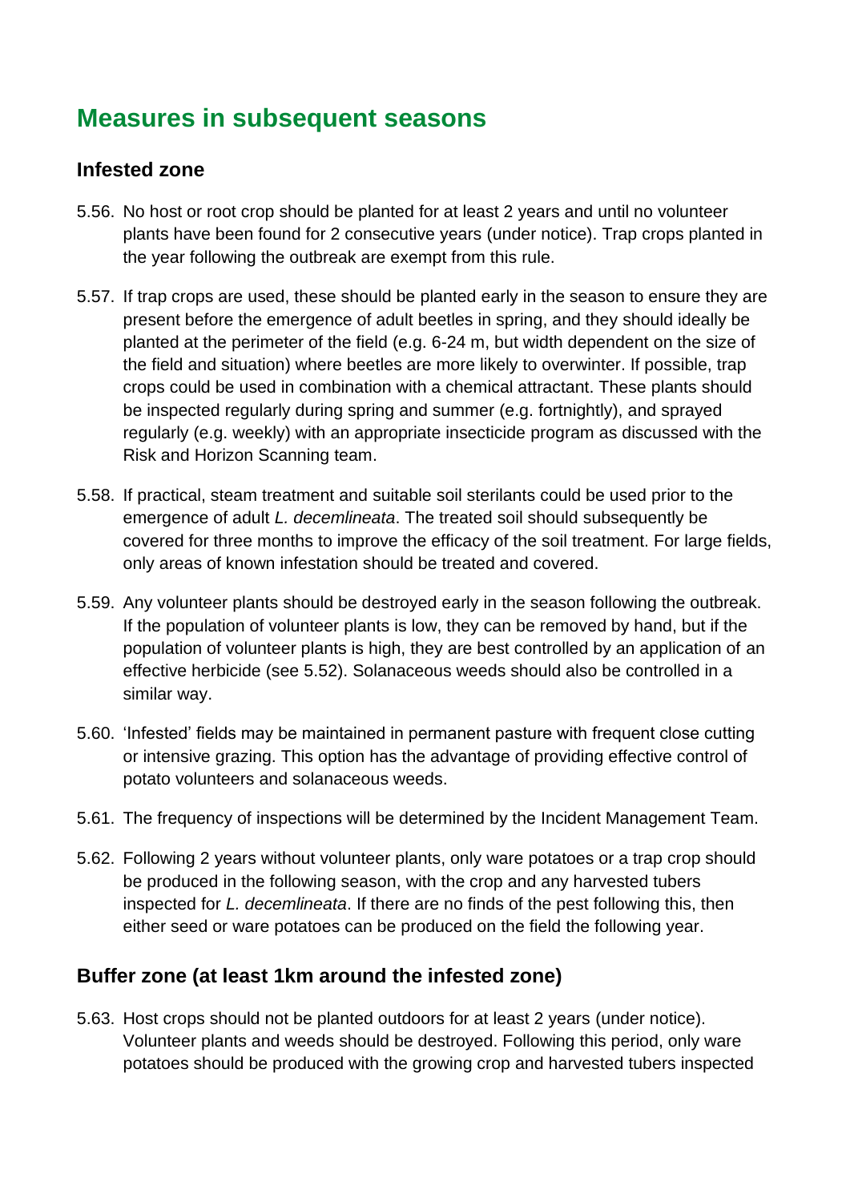## Measures in subsequent seasons

### Infested zone

5.56. No host or root crop should be planted for at least 2 years and until no volunteer plants have been found for 2 consecutive years (under notice). Trap crops planted in the year following the outbreak are exempt from this rule.

5.57. If trap crops are used, these should be planted early in the season to ensure they are present before the emergence of adult beetles in spring, and they should ideally be planted at the perimeter of the field (e.g. 6-24 m, but width dependent on the size of the field and situation) where beetles are more likely to overwinter. If possible, trap crops could be used in combination with a chemical attractant. These plants should be inspected regularly during spring and summer (e.g. fortnightly), and sprayed regularly (e.g. weekly) with an appropriate insecticide program as discussed with the Risk and Horizon Scanning team.

5.58. If practical, steam treatment and suitable soil sterilants could be used prior to the emergence of adult *L. decemlineata*. The treated soil should subsequently be covered for three months to improve the efficacy of the soil treatment. For large fields, only areas of known infestation should be treated and covered.

5.59. Any volunteer plants should be destroyed early in the season following the outbreak. If the population of volunteer plants is low, they can be removed by hand, but if the population of volunteer plants is high, they are best controlled by an application of an effective herbicide (see 5.52). Solanaceous weeds should also be controlled in a similar way.

5.60. 'Infested' fields may be maintained in permanent pasture with frequent close cutting or intensive grazing. This option has the advantage of providing effective control of potato volunteers and solanaceous weeds.

5.61. The frequency of inspections will be determined by the Incident Management Team.

5.62. Following 2 years without volunteer plants, only ware potatoes or a trap crop should be produced in the following season, with the crop and any harvested tubers inspected for *L. decemlineata*. If there are no finds of the pest following this, then either seed or ware potatoes can be produced on the field the following year.

### Buffer zone (at least 1km around the infested zone)

5.63. Host crops should not be planted outdoors for at least 2 years (under notice). Volunteer plants and weeds should be destroyed. Following this period, only ware potatoes should be produced with the growing crop and harvested tubers inspected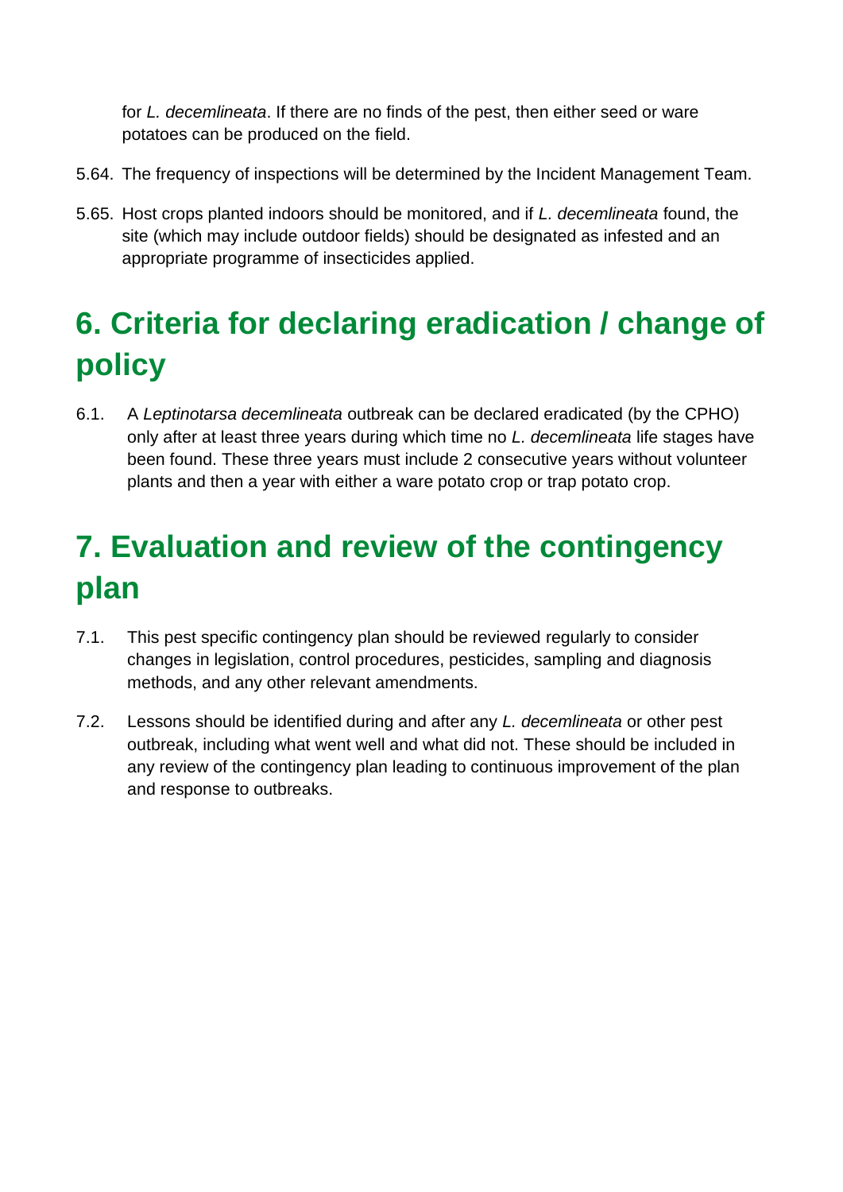for *L. decemlineata*. If there are no finds of the pest, then either seed or ware potatoes can be produced on the field.

5.64. The frequency of inspections will be determined by the Incident Management Team.

5.65. Host crops planted indoors should be monitored, and if *L. decemlineata* found, the site (which may include outdoor fields) should be designated as infested and an appropriate programme of insecticides applied.

# 6. Criteria for declaring eradication / change of policy

6.1. A *Leptinotarsa decemlineata* outbreak can be declared eradicated (by the CPHO) only after at least three years during which time no *L. decemlineata* life stages have been found. These three years must include 2 consecutive years without volunteer plants and then a year with either a ware potato crop or trap potato crop.

# 7. Evaluation and review of the contingency plan

7.1. This pest specific contingency plan should be reviewed regularly to consider changes in legislation, control procedures, pesticides, sampling and diagnosis methods, and any other relevant amendments.

7.2. Lessons should be identified during and after any *L. decemlineata* or other pest outbreak, including what went well and what did not. These should be included in any review of the contingency plan leading to continuous improvement of the plan and response to outbreaks.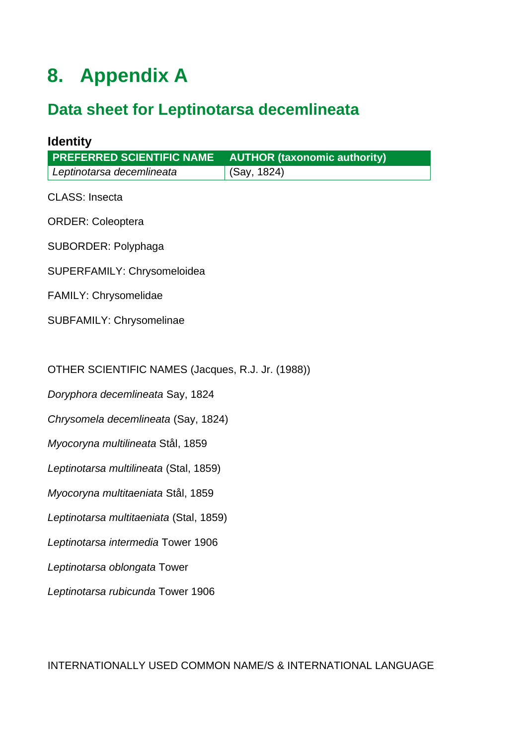# 8. Appendix A

## Data sheet for Leptinotarsa decemlineata

### Identity

| PREFERRED SCIENTIFIC NAME | AUTHOR (taxonomic authority) |
|---|---|
| *Leptinotarsa decemlineata* | (Say, 1824) |

CLASS: Insecta

ORDER: Coleoptera

SUBORDER: Polyphaga

SUPERFAMILY: Chrysomeloidea

FAMILY: Chrysomelidae

SUBFAMILY: Chrysomelinae

OTHER SCIENTIFIC NAMES (Jacques, R.J. Jr. (1988))

*Doryphora decemlineata* Say, 1824

*Chrysomela decemlineata* (Say, 1824)

*Myocoryna multilineata* Stål, 1859

*Leptinotarsa multilineata* (Stal, 1859)

*Myocoryna multitaeniata* Stål, 1859

*Leptinotarsa multitaeniata* (Stal, 1859)

*Leptinotarsa intermedia* Tower 1906

*Leptinotarsa oblongata* Tower

*Leptinotarsa rubicunda* Tower 1906

INTERNATIONALLY USED COMMON NAME/S & INTERNATIONAL LANGUAGE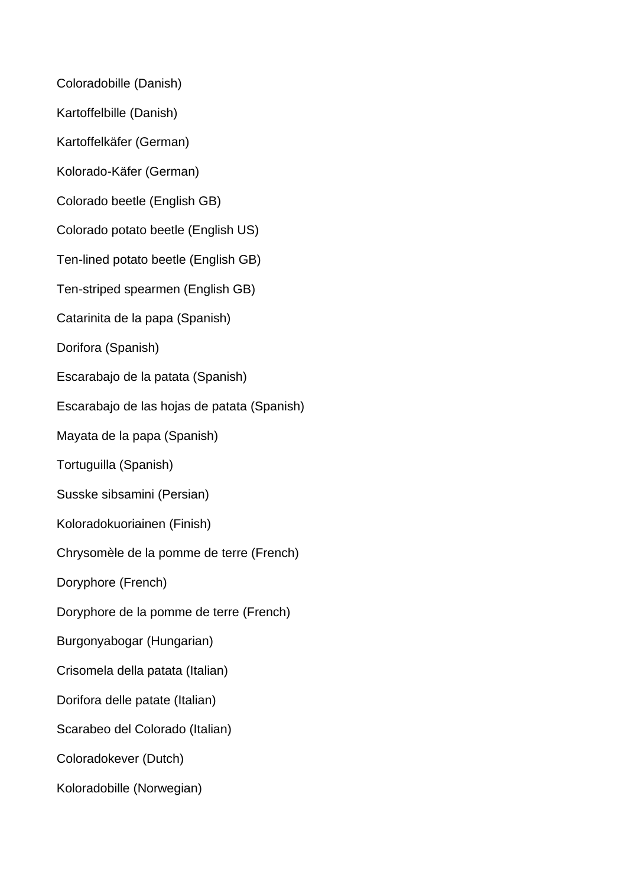Coloradobille (Danish)

Kartoffelbille (Danish)

Kartoffelkäfer (German)

Kolorado-Käfer (German)

Colorado beetle (English GB)

Colorado potato beetle (English US)

Ten-lined potato beetle (English GB)

Ten-striped spearmen (English GB)

Catarinita de la papa (Spanish)

Dorifora (Spanish)

Escarabajo de la patata (Spanish)

Escarabajo de las hojas de patata (Spanish)

Mayata de la papa (Spanish)

Tortuguilla (Spanish)

Susske sibsamini (Persian)

Koloradokuoriainen (Finish)

Chrysomèle de la pomme de terre (French)

Doryphore (French)

Doryphore de la pomme de terre (French)

Burgonyabogar (Hungarian)

Crisomela della patata (Italian)

Dorifora delle patate (Italian)

Scarabeo del Colorado (Italian)

Coloradokever (Dutch)

Koloradobille (Norwegian)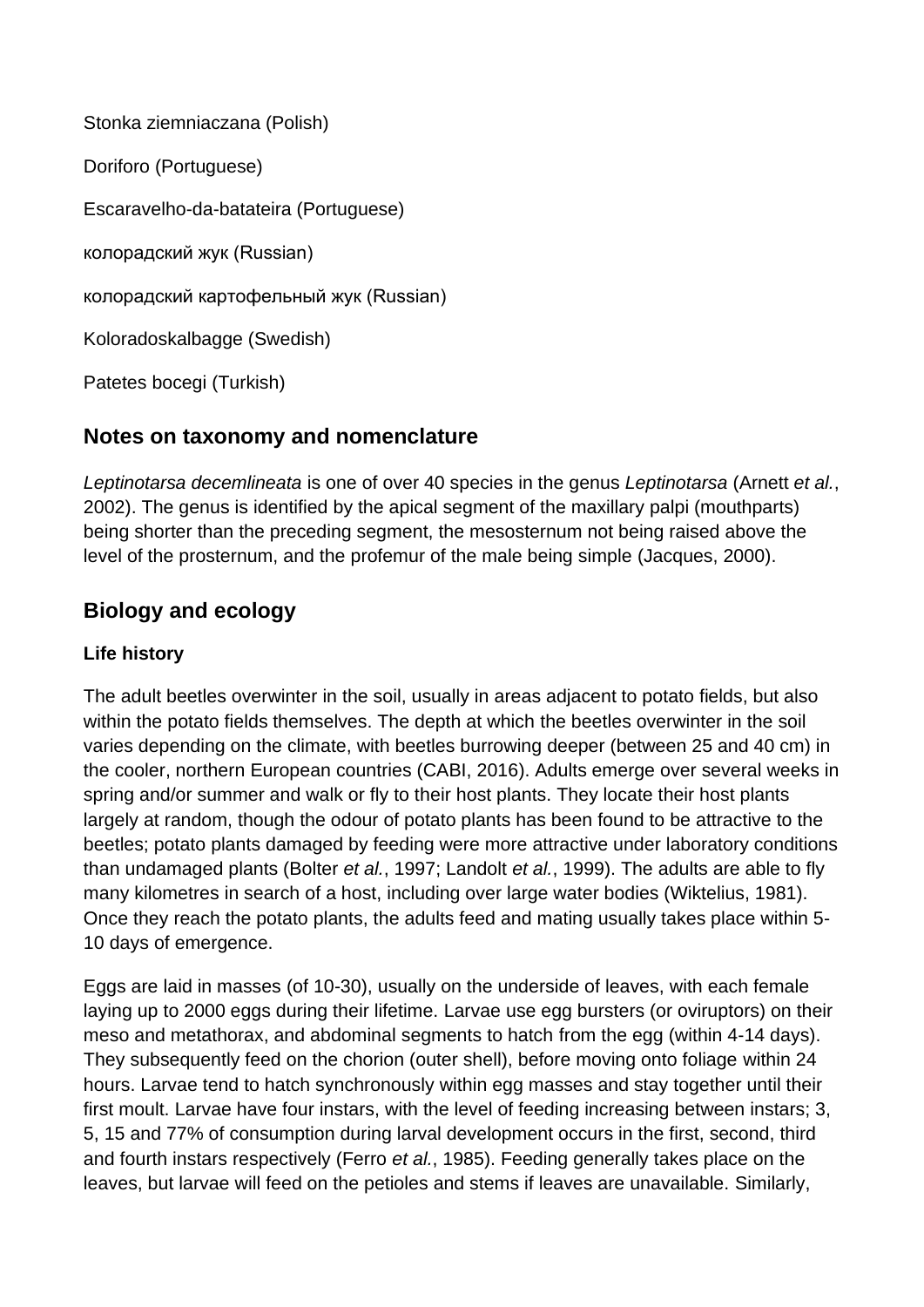Stonka ziemniaczana (Polish)

Doriforo (Portuguese)

Escaravelho-da-batateira (Portuguese)

колорадский жук (Russian)

колорадский картофельный жук (Russian)

Koloradoskalbagge (Swedish)

Patetes bocegi (Turkish)

## Notes on taxonomy and nomenclature

*Leptinotarsa decemlineata* is one of over 40 species in the genus *Leptinotarsa* (Arnett *et al.*, 2002). The genus is identified by the apical segment of the maxillary palpi (mouthparts) being shorter than the preceding segment, the mesosternum not being raised above the level of the prosternum, and the profemur of the male being simple (Jacques, 2000).

## Biology and ecology

### Life history

The adult beetles overwinter in the soil, usually in areas adjacent to potato fields, but also within the potato fields themselves. The depth at which the beetles overwinter in the soil varies depending on the climate, with beetles burrowing deeper (between 25 and 40 cm) in the cooler, northern European countries (CABI, 2016). Adults emerge over several weeks in spring and/or summer and walk or fly to their host plants. They locate their host plants largely at random, though the odour of potato plants has been found to be attractive to the beetles; potato plants damaged by feeding were more attractive under laboratory conditions than undamaged plants (Bolter *et al.*, 1997; Landolt *et al.*, 1999). The adults are able to fly many kilometres in search of a host, including over large water bodies (Wiktelius, 1981). Once they reach the potato plants, the adults feed and mating usually takes place within 5-10 days of emergence.

Eggs are laid in masses (of 10-30), usually on the underside of leaves, with each female laying up to 2000 eggs during their lifetime. Larvae use egg bursters (or oviruptors) on their meso and metathorax, and abdominal segments to hatch from the egg (within 4-14 days). They subsequently feed on the chorion (outer shell), before moving onto foliage within 24 hours. Larvae tend to hatch synchronously within egg masses and stay together until their first moult. Larvae have four instars, with the level of feeding increasing between instars; 3, 5, 15 and 77% of consumption during larval development occurs in the first, second, third and fourth instars respectively (Ferro *et al.*, 1985). Feeding generally takes place on the leaves, but larvae will feed on the petioles and stems if leaves are unavailable. Similarly,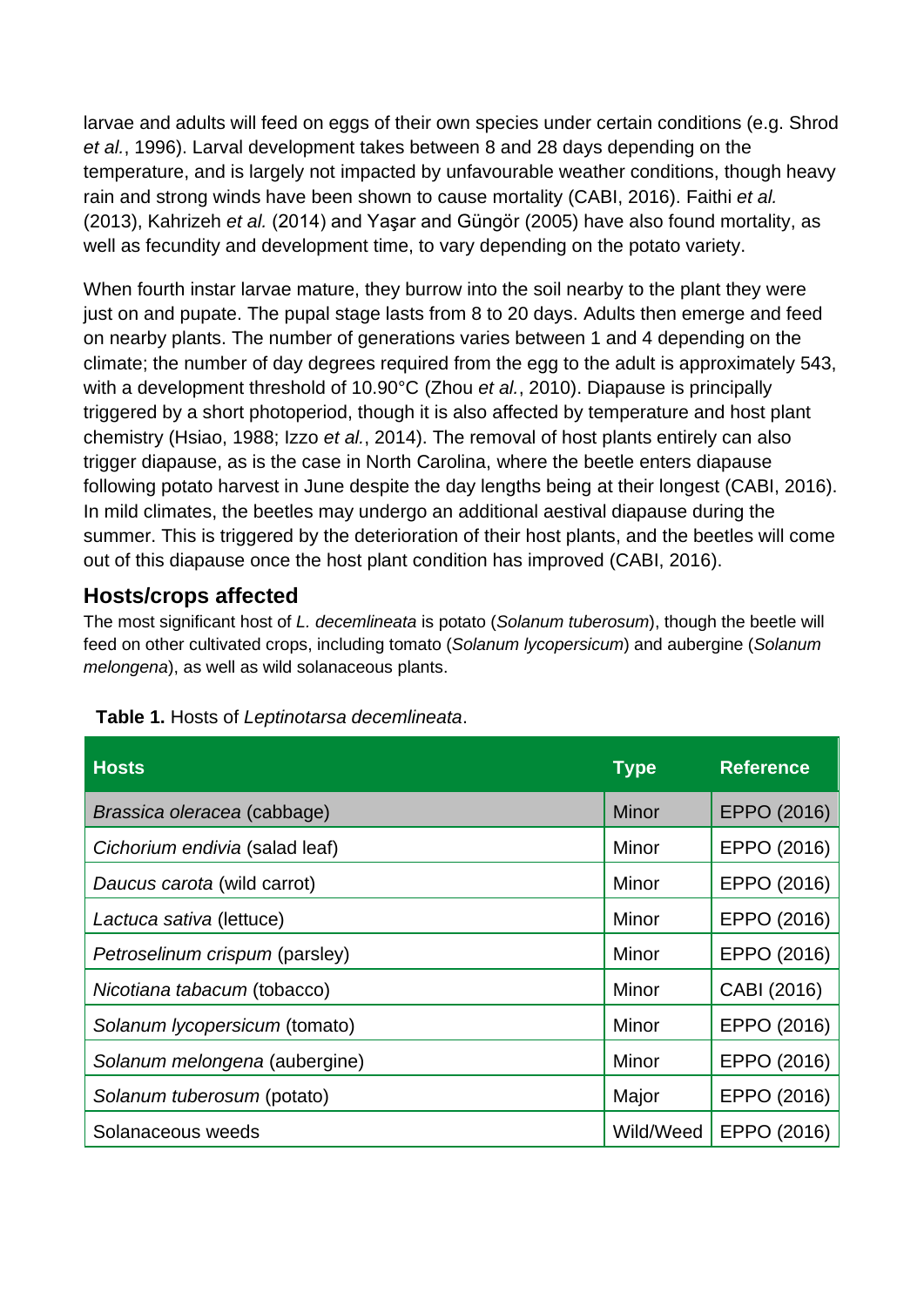larvae and adults will feed on eggs of their own species under certain conditions (e.g. Shrod *et al.*, 1996). Larval development takes between 8 and 28 days depending on the temperature, and is largely not impacted by unfavourable weather conditions, though heavy rain and strong winds have been shown to cause mortality (CABI, 2016). Faithi *et al.* (2013), Kahrizeh *et al.* (2014) and Yaşar and Güngör (2005) have also found mortality, as well as fecundity and development time, to vary depending on the potato variety.

When fourth instar larvae mature, they burrow into the soil nearby to the plant they were just on and pupate. The pupal stage lasts from 8 to 20 days. Adults then emerge and feed on nearby plants. The number of generations varies between 1 and 4 depending on the climate; the number of day degrees required from the egg to the adult is approximately 543, with a development threshold of 10.90°C (Zhou *et al.*, 2010). Diapause is principally triggered by a short photoperiod, though it is also affected by temperature and host plant chemistry (Hsiao, 1988; Izzo *et al.*, 2014). The removal of host plants entirely can also trigger diapause, as is the case in North Carolina, where the beetle enters diapause following potato harvest in June despite the day lengths being at their longest (CABI, 2016). In mild climates, the beetles may undergo an additional aestival diapause during the summer. This is triggered by the deterioration of their host plants, and the beetles will come out of this diapause once the host plant condition has improved (CABI, 2016).

## Hosts/crops affected

The most significant host of *L. decemlineata* is potato (*Solanum tuberosum*), though the beetle will feed on other cultivated crops, including tomato (*Solanum lycopersicum*) and aubergine (*Solanum melongena*), as well as wild solanaceous plants.

**Table 1.** Hosts of *Leptinotarsa decemlineata*.

| Hosts | Type | Reference |
|---|---|---|
| *Brassica oleracea* (cabbage) | Minor | EPPO (2016) |
| *Cichorium endivia* (salad leaf) | Minor | EPPO (2016) |
| *Daucus carota* (wild carrot) | Minor | EPPO (2016) |
| *Lactuca sativa* (lettuce) | Minor | EPPO (2016) |
| *Petroselinum crispum* (parsley) | Minor | EPPO (2016) |
| *Nicotiana tabacum* (tobacco) | Minor | CABI (2016) |
| *Solanum lycopersicum* (tomato) | Minor | EPPO (2016) |
| *Solanum melongena* (aubergine) | Minor | EPPO (2016) |
| *Solanum tuberosum* (potato) | Major | EPPO (2016) |
| Solanaceous weeds | Wild/Weed | EPPO (2016) |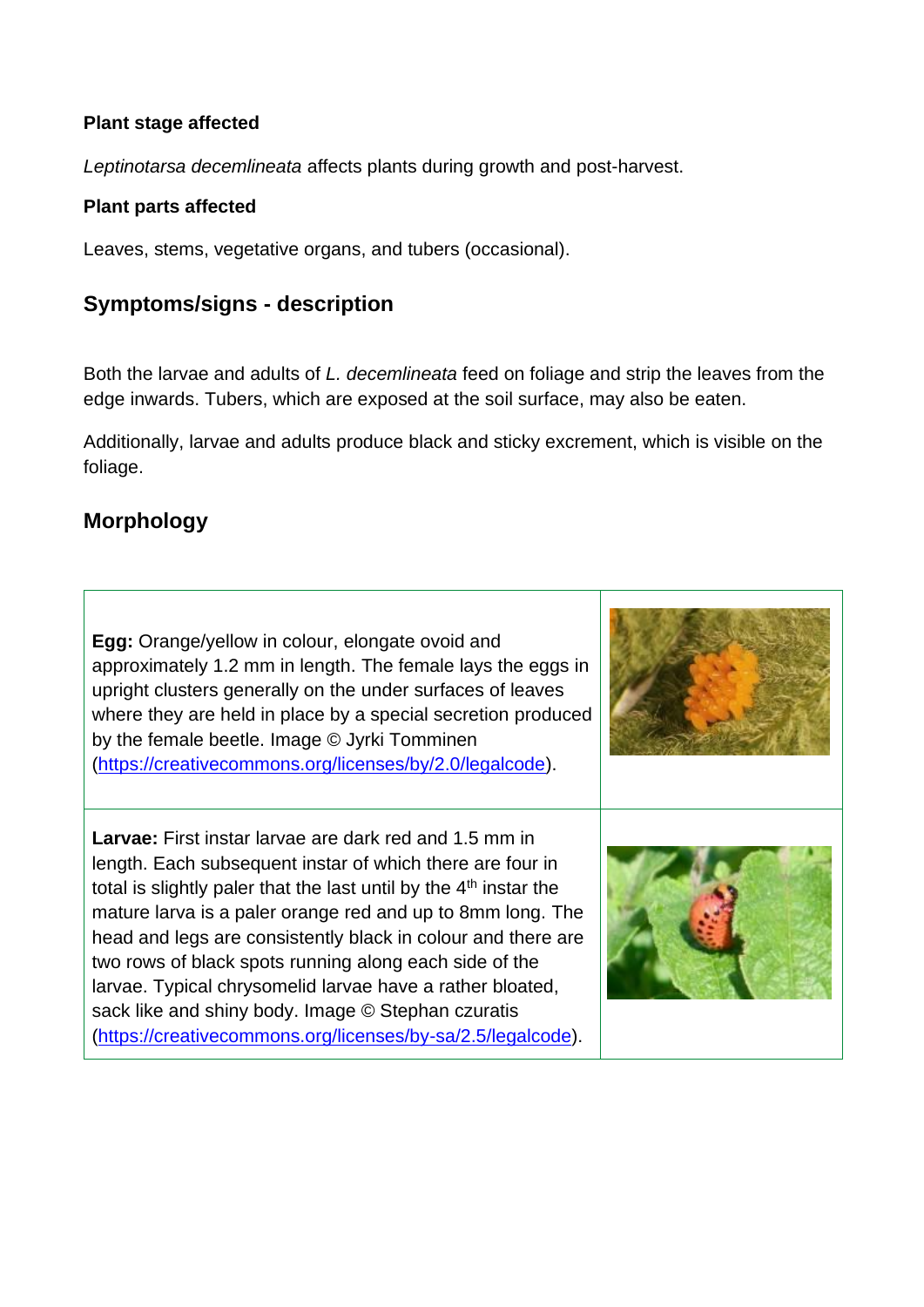**Plant stage affected**

*Leptinotarsa decemlineata* affects plants during growth and post-harvest.

**Plant parts affected**

Leaves, stems, vegetative organs, and tubers (occasional).

## Symptoms/signs - description

Both the larvae and adults of *L. decemlineata* feed on foliage and strip the leaves from the edge inwards. Tubers, which are exposed at the soil surface, may also be eaten.

Additionally, larvae and adults produce black and sticky excrement, which is visible on the foliage.

## Morphology

| | |
|---|---|
| **Egg:** Orange/yellow in colour, elongate ovoid and approximately 1.2 mm in length. The female lays the eggs in upright clusters generally on the under surfaces of leaves where they are held in place by a special secretion produced by the female beetle. Image © Jyrki Tomminen (https://creativecommons.org/licenses/by/2.0/legalcode). | |
| **Larvae:** First instar larvae are dark red and 1.5 mm in length. Each subsequent instar of which there are four in total is slightly paler that the last until by the 4th instar the mature larva is a paler orange red and up to 8mm long. The head and legs are consistently black in colour and there are two rows of black spots running along each side of the larvae. Typical chrysomelid larvae have a rather bloated, sack like and shiny body. Image © Stephan czuratis (https://creativecommons.org/licenses/by-sa/2.5/legalcode). | |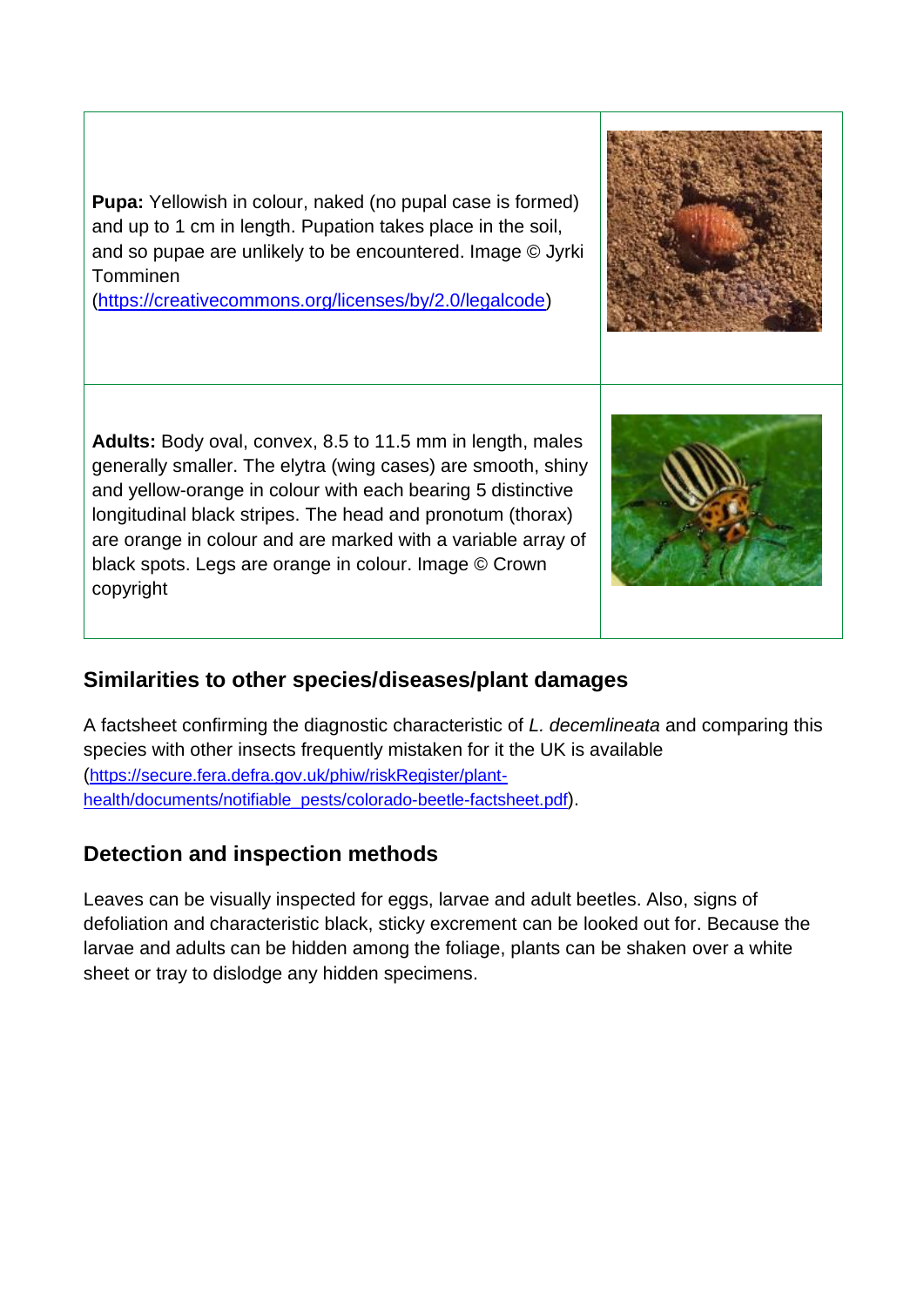| | |
|---|---|
| **Pupa:** Yellowish in colour, naked (no pupal case is formed) and up to 1 cm in length. Pupation takes place in the soil, and so pupae are unlikely to be encountered. Image © Jyrki Tomminen (https://creativecommons.org/licenses/by/2.0/legalcode) | |
| **Adults:** Body oval, convex, 8.5 to 11.5 mm in length, males generally smaller. The elytra (wing cases) are smooth, shiny and yellow-orange in colour with each bearing 5 distinctive longitudinal black stripes. The head and pronotum (thorax) are orange in colour and are marked with a variable array of black spots. Legs are orange in colour. Image © Crown copyright | |

## Similarities to other species/diseases/plant damages

A factsheet confirming the diagnostic characteristic of *L. decemlineata* and comparing this species with other insects frequently mistaken for it the UK is available (https://secure.fera.defra.gov.uk/phiw/riskRegister/plant-health/documents/notifiable_pests/colorado-beetle-factsheet.pdf).

## Detection and inspection methods

Leaves can be visually inspected for eggs, larvae and adult beetles. Also, signs of defoliation and characteristic black, sticky excrement can be looked out for. Because the larvae and adults can be hidden among the foliage, plants can be shaken over a white sheet or tray to dislodge any hidden specimens.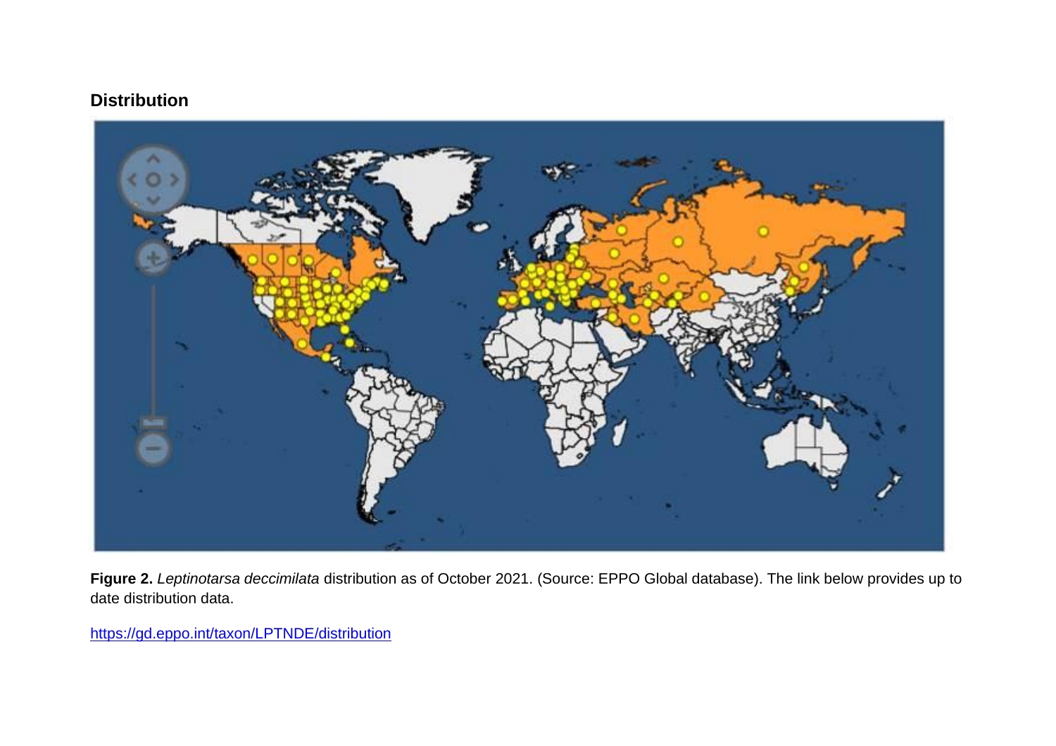## Distribution

**Figure 2.** *Leptinotarsa deccimilata* distribution as of October 2021. (Source: EPPO Global database). The link below provides up to date distribution data.

https://gd.eppo.int/taxon/LPTNDE/distribution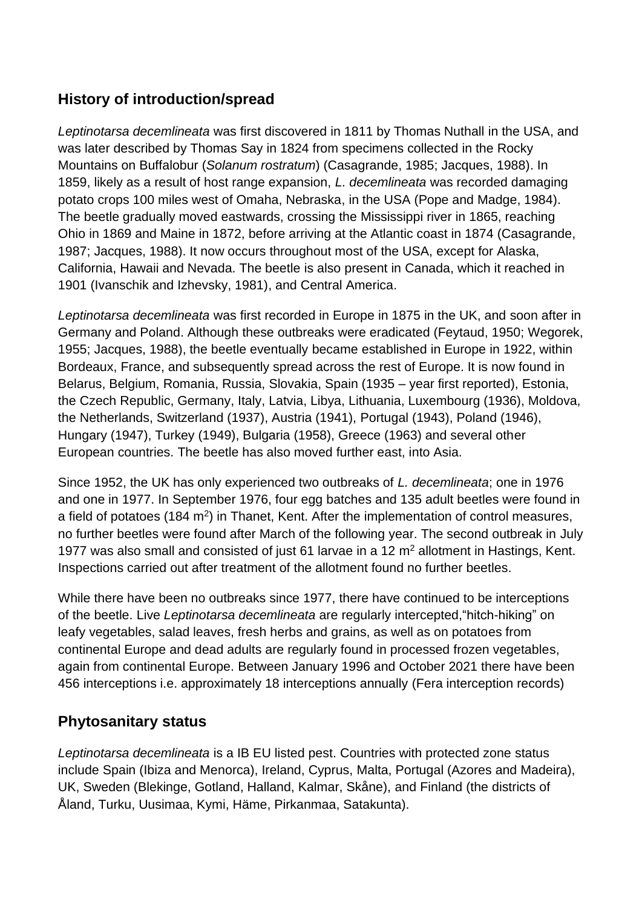## History of introduction/spread

*Leptinotarsa decemlineata* was first discovered in 1811 by Thomas Nuthall in the USA, and was later described by Thomas Say in 1824 from specimens collected in the Rocky Mountains on Buffalobur (*Solanum rostratum*) (Casagrande, 1985; Jacques, 1988). In 1859, likely as a result of host range expansion, *L. decemlineata* was recorded damaging potato crops 100 miles west of Omaha, Nebraska, in the USA (Pope and Madge, 1984). The beetle gradually moved eastwards, crossing the Mississippi river in 1865, reaching Ohio in 1869 and Maine in 1872, before arriving at the Atlantic coast in 1874 (Casagrande, 1987; Jacques, 1988). It now occurs throughout most of the USA, except for Alaska, California, Hawaii and Nevada. The beetle is also present in Canada, which it reached in 1901 (Ivanschik and Izhevsky, 1981), and Central America.

*Leptinotarsa decemlineata* was first recorded in Europe in 1875 in the UK, and soon after in Germany and Poland. Although these outbreaks were eradicated (Feytaud, 1950; Wegorek, 1955; Jacques, 1988), the beetle eventually became established in Europe in 1922, within Bordeaux, France, and subsequently spread across the rest of Europe. It is now found in Belarus, Belgium, Romania, Russia, Slovakia, Spain (1935 – year first reported), Estonia, the Czech Republic, Germany, Italy, Latvia, Libya, Lithuania, Luxembourg (1936), Moldova, the Netherlands, Switzerland (1937), Austria (1941), Portugal (1943), Poland (1946), Hungary (1947), Turkey (1949), Bulgaria (1958), Greece (1963) and several other European countries. The beetle has also moved further east, into Asia.

Since 1952, the UK has only experienced two outbreaks of *L. decemlineata*; one in 1976 and one in 1977. In September 1976, four egg batches and 135 adult beetles were found in a field of potatoes (184 $m^2$) in Thanet, Kent. After the implementation of control measures, no further beetles were found after March of the following year. The second outbreak in July 1977 was also small and consisted of just 61 larvae in a 12 $m^2$ allotment in Hastings, Kent. Inspections carried out after treatment of the allotment found no further beetles.

While there have been no outbreaks since 1977, there have continued to be interceptions of the beetle. Live *Leptinotarsa decemlineata* are regularly intercepted,"hitch-hiking" on leafy vegetables, salad leaves, fresh herbs and grains, as well as on potatoes from continental Europe and dead adults are regularly found in processed frozen vegetables, again from continental Europe. Between January 1996 and October 2021 there have been 456 interceptions i.e. approximately 18 interceptions annually (Fera interception records)

## Phytosanitary status

*Leptinotarsa decemlineata* is a IB EU listed pest. Countries with protected zone status include Spain (Ibiza and Menorca), Ireland, Cyprus, Malta, Portugal (Azores and Madeira), UK, Sweden (Blekinge, Gotland, Halland, Kalmar, Skåne), and Finland (the districts of Åland, Turku, Uusimaa, Kymi, Häme, Pirkanmaa, Satakunta).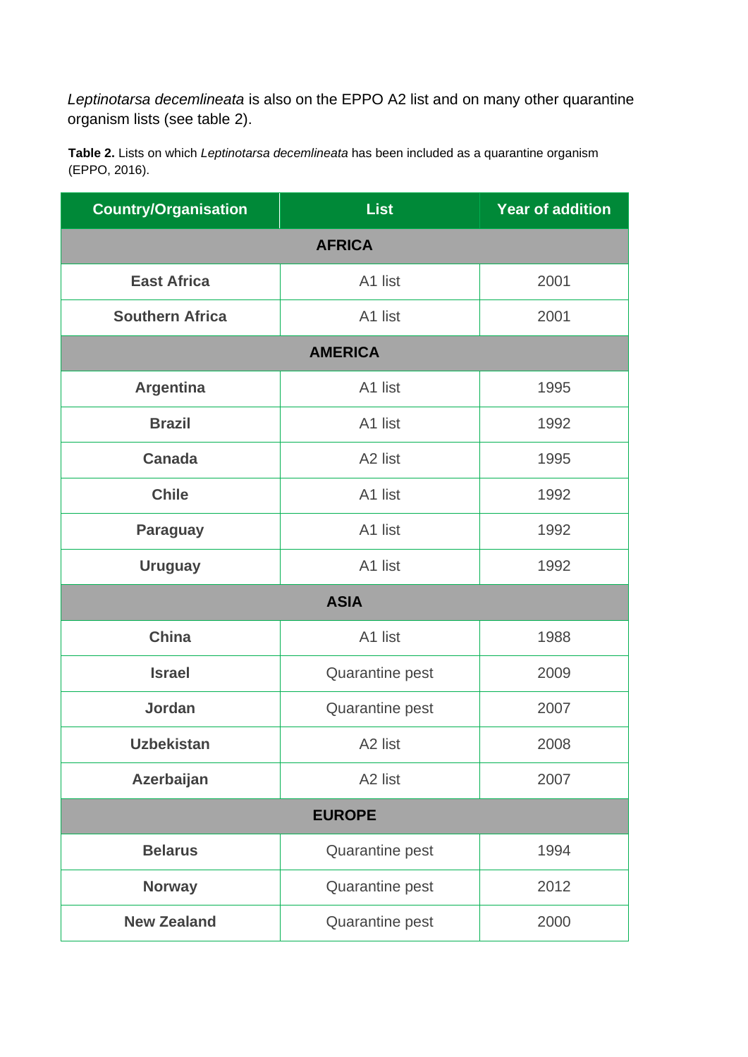*Leptinotarsa decemlineata* is also on the EPPO A2 list and on many other quarantine organism lists (see table 2).

**Table 2.** Lists on which *Leptinotarsa decemlineata* has been included as a quarantine organism (EPPO, 2016).

| Country/Organisation | List | Year of addition |
|---|---|---|
| **AFRICA** | | |
| **East Africa** | A1 list | 2001 |
| **Southern Africa** | A1 list | 2001 |
| **AMERICA** | | |
| **Argentina** | A1 list | 1995 |
| **Brazil** | A1 list | 1992 |
| **Canada** | A2 list | 1995 |
| **Chile** | A1 list | 1992 |
| **Paraguay** | A1 list | 1992 |
| **Uruguay** | A1 list | 1992 |
| **ASIA** | | |
| **China** | A1 list | 1988 |
| **Israel** | Quarantine pest | 2009 |
| **Jordan** | Quarantine pest | 2007 |
| **Uzbekistan** | A2 list | 2008 |
| **Azerbaijan** | A2 list | 2007 |
| **EUROPE** | | |
| **Belarus** | Quarantine pest | 1994 |
| **Norway** | Quarantine pest | 2012 |
| **New Zealand** | Quarantine pest | 2000 |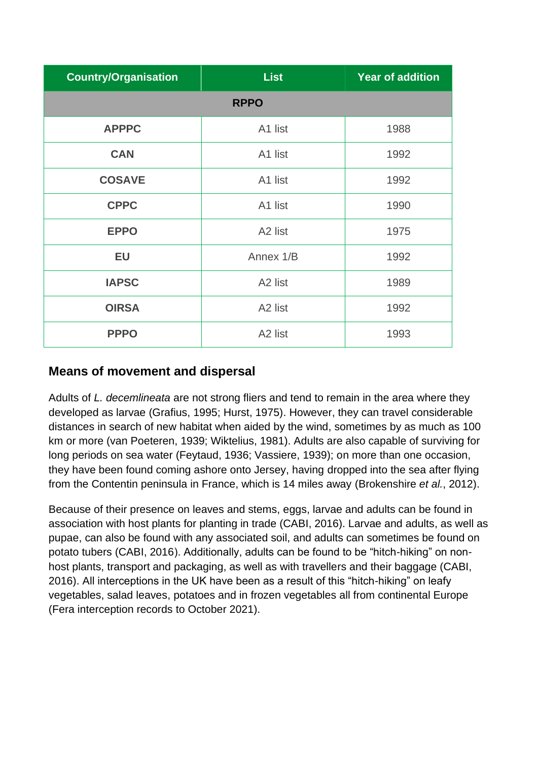| Country/Organisation | List | Year of addition |
|---|---|---|
| **RPPO** | | |
| **APPPC** | A1 list | 1988 |
| **CAN** | A1 list | 1992 |
| **COSAVE** | A1 list | 1992 |
| **CPPC** | A1 list | 1990 |
| **EPPO** | A2 list | 1975 |
| **EU** | Annex 1/B | 1992 |
| **IAPSC** | A2 list | 1989 |
| **OIRSA** | A2 list | 1992 |
| **PPPO** | A2 list | 1993 |

## Means of movement and dispersal

Adults of *L. decemlineata* are not strong fliers and tend to remain in the area where they developed as larvae (Grafius, 1995; Hurst, 1975). However, they can travel considerable distances in search of new habitat when aided by the wind, sometimes by as much as 100 km or more (van Poeteren, 1939; Wiktelius, 1981). Adults are also capable of surviving for long periods on sea water (Feytaud, 1936; Vassiere, 1939); on more than one occasion, they have been found coming ashore onto Jersey, having dropped into the sea after flying from the Contentin peninsula in France, which is 14 miles away (Brokenshire *et al.*, 2012).

Because of their presence on leaves and stems, eggs, larvae and adults can be found in association with host plants for planting in trade (CABI, 2016). Larvae and adults, as well as pupae, can also be found with any associated soil, and adults can sometimes be found on potato tubers (CABI, 2016). Additionally, adults can be found to be "hitch-hiking" on non-host plants, transport and packaging, as well as with travellers and their baggage (CABI, 2016). All interceptions in the UK have been as a result of this "hitch-hiking" on leafy vegetables, salad leaves, potatoes and in frozen vegetables all from continental Europe (Fera interception records to October 2021).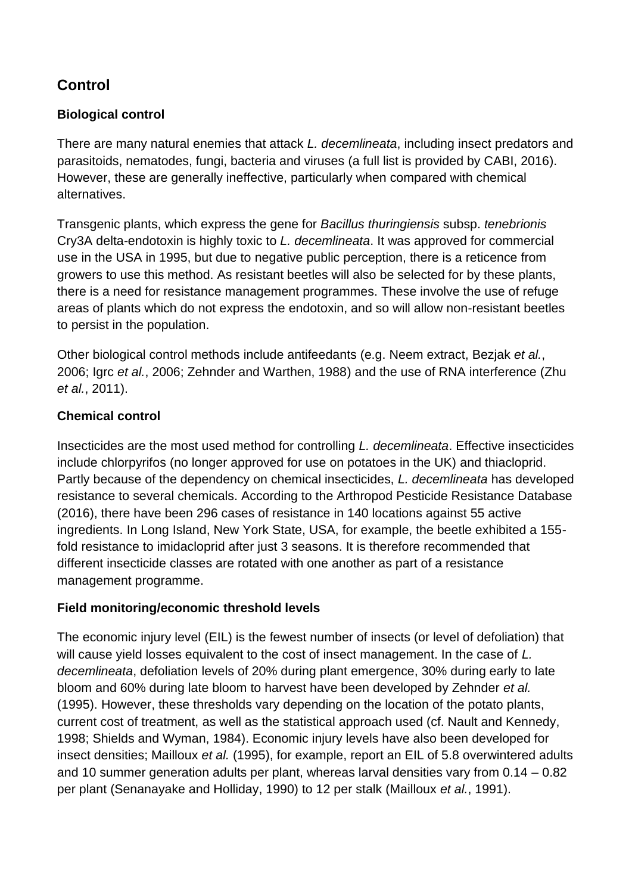## Control

### Biological control

There are many natural enemies that attack *L. decemlineata*, including insect predators and parasitoids, nematodes, fungi, bacteria and viruses (a full list is provided by CABI, 2016). However, these are generally ineffective, particularly when compared with chemical alternatives.

Transgenic plants, which express the gene for *Bacillus thuringiensis* subsp. *tenebrionis* Cry3A delta-endotoxin is highly toxic to *L. decemlineata*. It was approved for commercial use in the USA in 1995, but due to negative public perception, there is a reticence from growers to use this method. As resistant beetles will also be selected for by these plants, there is a need for resistance management programmes. These involve the use of refuge areas of plants which do not express the endotoxin, and so will allow non-resistant beetles to persist in the population.

Other biological control methods include antifeedants (e.g. Neem extract, Bezjak *et al.*, 2006; Igrc *et al.*, 2006; Zehnder and Warthen, 1988) and the use of RNA interference (Zhu *et al.*, 2011).

### Chemical control

Insecticides are the most used method for controlling *L. decemlineata*. Effective insecticides include chlorpyrifos (no longer approved for use on potatoes in the UK) and thiacloprid. Partly because of the dependency on chemical insecticides, *L. decemlineata* has developed resistance to several chemicals. According to the Arthropod Pesticide Resistance Database (2016), there have been 296 cases of resistance in 140 locations against 55 active ingredients. In Long Island, New York State, USA, for example, the beetle exhibited a 155-fold resistance to imidacloprid after just 3 seasons. It is therefore recommended that different insecticide classes are rotated with one another as part of a resistance management programme.

### Field monitoring/economic threshold levels

The economic injury level (EIL) is the fewest number of insects (or level of defoliation) that will cause yield losses equivalent to the cost of insect management. In the case of *L. decemlineata*, defoliation levels of 20% during plant emergence, 30% during early to late bloom and 60% during late bloom to harvest have been developed by Zehnder *et al.* (1995). However, these thresholds vary depending on the location of the potato plants, current cost of treatment, as well as the statistical approach used (cf. Nault and Kennedy, 1998; Shields and Wyman, 1984). Economic injury levels have also been developed for insect densities; Mailloux *et al.* (1995), for example, report an EIL of 5.8 overwintered adults and 10 summer generation adults per plant, whereas larval densities vary from 0.14 – 0.82 per plant (Senanayake and Holliday, 1990) to 12 per stalk (Mailloux *et al.*, 1991).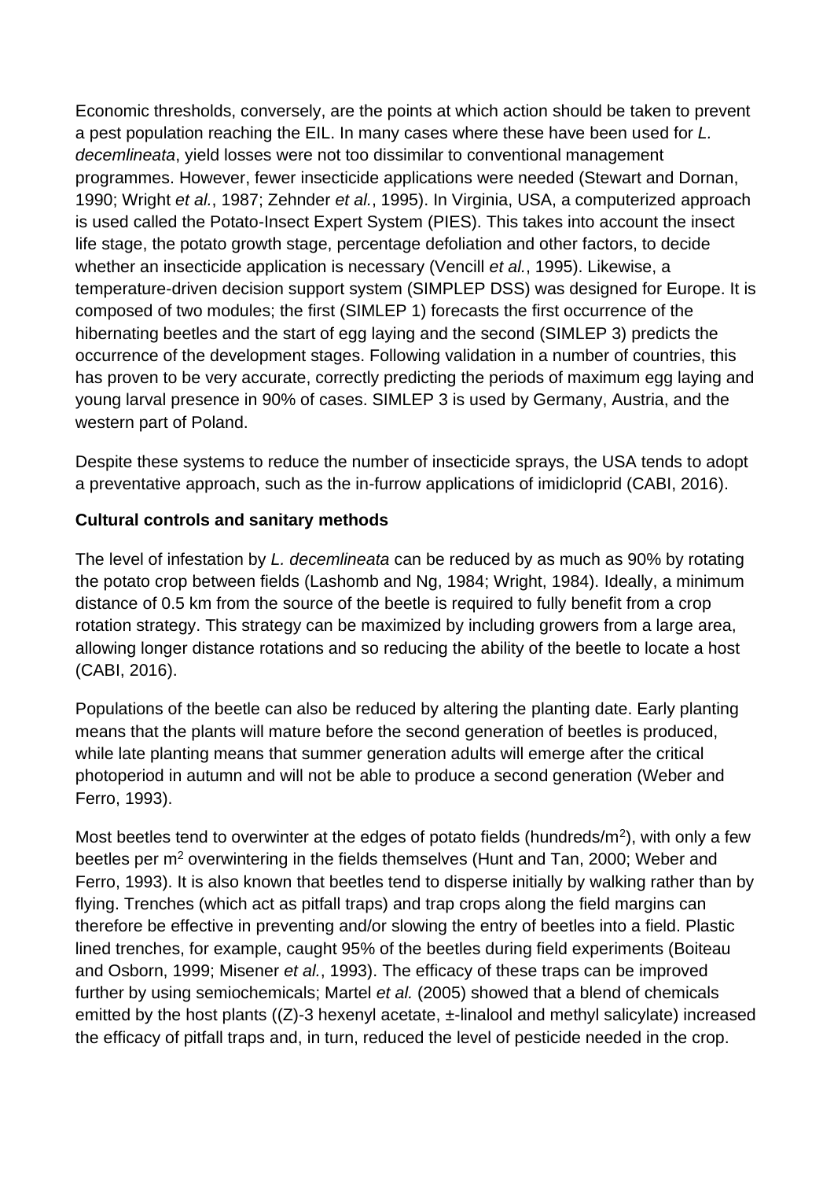Economic thresholds, conversely, are the points at which action should be taken to prevent a pest population reaching the EIL. In many cases where these have been used for *L. decemlineata*, yield losses were not too dissimilar to conventional management programmes. However, fewer insecticide applications were needed (Stewart and Dornan, 1990; Wright *et al.*, 1987; Zehnder *et al.*, 1995). In Virginia, USA, a computerized approach is used called the Potato-Insect Expert System (PIES). This takes into account the insect life stage, the potato growth stage, percentage defoliation and other factors, to decide whether an insecticide application is necessary (Vencill *et al.*, 1995). Likewise, a temperature-driven decision support system (SIMPLEP DSS) was designed for Europe. It is composed of two modules; the first (SIMLEP 1) forecasts the first occurrence of the hibernating beetles and the start of egg laying and the second (SIMLEP 3) predicts the occurrence of the development stages. Following validation in a number of countries, this has proven to be very accurate, correctly predicting the periods of maximum egg laying and young larval presence in 90% of cases. SIMLEP 3 is used by Germany, Austria, and the western part of Poland.

Despite these systems to reduce the number of insecticide sprays, the USA tends to adopt a preventative approach, such as the in-furrow applications of imidicloprid (CABI, 2016).

**Cultural controls and sanitary methods**

The level of infestation by *L. decemlineata* can be reduced by as much as 90% by rotating the potato crop between fields (Lashomb and Ng, 1984; Wright, 1984). Ideally, a minimum distance of 0.5 km from the source of the beetle is required to fully benefit from a crop rotation strategy. This strategy can be maximized by including growers from a large area, allowing longer distance rotations and so reducing the ability of the beetle to locate a host (CABI, 2016).

Populations of the beetle can also be reduced by altering the planting date. Early planting means that the plants will mature before the second generation of beetles is produced, while late planting means that summer generation adults will emerge after the critical photoperiod in autumn and will not be able to produce a second generation (Weber and Ferro, 1993).

Most beetles tend to overwinter at the edges of potato fields (hundreds/m$^2$), with only a few beetles per m$^2$ overwintering in the fields themselves (Hunt and Tan, 2000; Weber and Ferro, 1993). It is also known that beetles tend to disperse initially by walking rather than by flying. Trenches (which act as pitfall traps) and trap crops along the field margins can therefore be effective in preventing and/or slowing the entry of beetles into a field. Plastic lined trenches, for example, caught 95% of the beetles during field experiments (Boiteau and Osborn, 1999; Misener *et al.*, 1993). The efficacy of these traps can be improved further by using semiochemicals; Martel *et al.* (2005) showed that a blend of chemicals emitted by the host plants ((Z)-3 hexenyl acetate, ±-linalool and methyl salicylate) increased the efficacy of pitfall traps and, in turn, reduced the level of pesticide needed in the crop.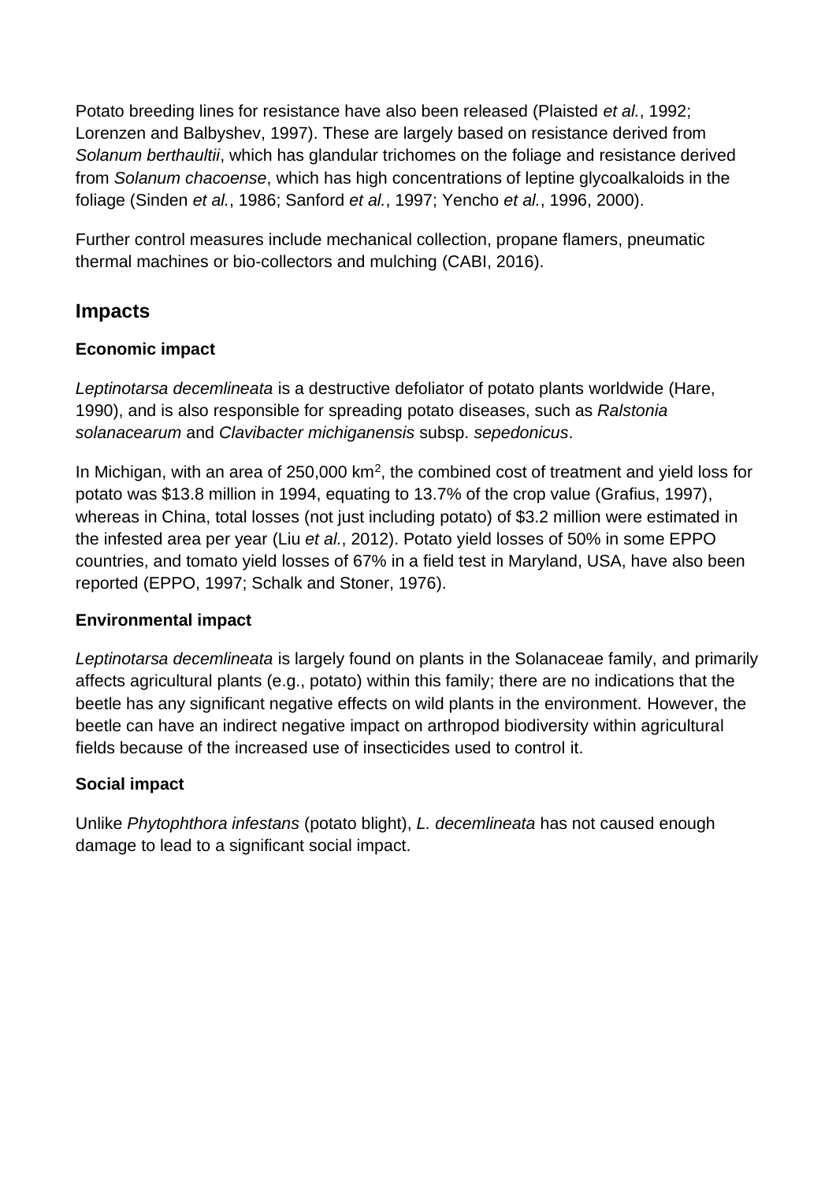Potato breeding lines for resistance have also been released (Plaisted *et al.*, 1992; Lorenzen and Balbyshev, 1997). These are largely based on resistance derived from *Solanum berthaultii*, which has glandular trichomes on the foliage and resistance derived from *Solanum chacoense*, which has high concentrations of leptine glycoalkaloids in the foliage (Sinden *et al.*, 1986; Sanford *et al.*, 1997; Yencho *et al.*, 1996, 2000).

Further control measures include mechanical collection, propane flamers, pneumatic thermal machines or bio-collectors and mulching (CABI, 2016).

## Impacts

### Economic impact

*Leptinotarsa decemlineata* is a destructive defoliator of potato plants worldwide (Hare, 1990), and is also responsible for spreading potato diseases, such as *Ralstonia solanacearum* and *Clavibacter michiganensis* subsp. *sepedonicus*.

In Michigan, with an area of 250,000 $km^2$, the combined cost of treatment and yield loss for potato was $13.8 million in 1994, equating to 13.7% of the crop value (Grafius, 1997), whereas in China, total losses (not just including potato) of $3.2 million were estimated in the infested area per year (Liu *et al.*, 2012). Potato yield losses of 50% in some EPPO countries, and tomato yield losses of 67% in a field test in Maryland, USA, have also been reported (EPPO, 1997; Schalk and Stoner, 1976).

### Environmental impact

*Leptinotarsa decemlineata* is largely found on plants in the Solanaceae family, and primarily affects agricultural plants (e.g., potato) within this family; there are no indications that the beetle has any significant negative effects on wild plants in the environment. However, the beetle can have an indirect negative impact on arthropod biodiversity within agricultural fields because of the increased use of insecticides used to control it.

### Social impact

Unlike *Phytophthora infestans* (potato blight), *L. decemlineata* has not caused enough damage to lead to a significant social impact.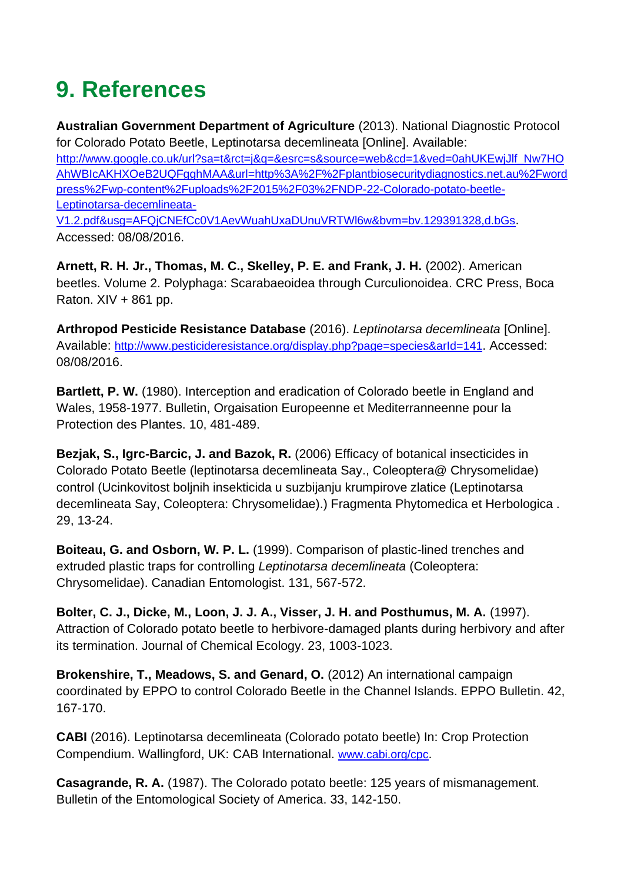# 9. References

**Australian Government Department of Agriculture** (2013). National Diagnostic Protocol for Colorado Potato Beetle, Leptinotarsa decemlineata [Online]. Available: http://www.google.co.uk/url?sa=t&rct=j&q=&esrc=s&source=web&cd=1&ved=0ahUKEwjJlf_Nw7HOAhWBIcAKHXOeB2UQFgghMAA&url=http%3A%2F%2Fplantbiosecuritydiagnostics.net.au%2Fwordpress%2Fwp-content%2Fuploads%2F2015%2F03%2FNDP-22-Colorado-potato-beetle-Leptinotarsa-decemlineata-V1.2.pdf&usg=AFQjCNEfCc0V1AevWuahUxaDUnuVRTWl6w&bvm=bv.129391328,d.bGs. Accessed: 08/08/2016.

**Arnett, R. H. Jr., Thomas, M. C., Skelley, P. E. and Frank, J. H.** (2002). American beetles. Volume 2. Polyphaga: Scarabaeoidea through Curculionoidea. CRC Press, Boca Raton. XIV + 861 pp.

**Arthropod Pesticide Resistance Database** (2016). *Leptinotarsa decemlineata* [Online]. Available: http://www.pesticideresistance.org/display.php?page=species&arId=141. Accessed: 08/08/2016.

**Bartlett, P. W.** (1980). Interception and eradication of Colorado beetle in England and Wales, 1958-1977. Bulletin, Orgaisation Europeenne et Mediterranneenne pour la Protection des Plantes. 10, 481-489.

**Bezjak, S., Igrc-Barcic, J. and Bazok, R.** (2006) Efficacy of botanical insecticides in Colorado Potato Beetle (leptinotarsa decemlineata Say., Coleoptera@ Chrysomelidae) control (Ucinkovitost boljnih insekticida u suzbijanju krumpirove zlatice (Leptinotarsa decemlineata Say, Coleoptera: Chrysomelidae).) Fragmenta Phytomedica et Herbologica . 29, 13-24.

**Boiteau, G. and Osborn, W. P. L.** (1999). Comparison of plastic-lined trenches and extruded plastic traps for controlling *Leptinotarsa decemlineata* (Coleoptera: Chrysomelidae). Canadian Entomologist. 131, 567-572.

**Bolter, C. J., Dicke, M., Loon, J. J. A., Visser, J. H. and Posthumus, M. A.** (1997). Attraction of Colorado potato beetle to herbivore-damaged plants during herbivory and after its termination. Journal of Chemical Ecology. 23, 1003-1023.

**Brokenshire, T., Meadows, S. and Genard, O.** (2012) An international campaign coordinated by EPPO to control Colorado Beetle in the Channel Islands. EPPO Bulletin. 42, 167-170.

**CABI** (2016). Leptinotarsa decemlineata (Colorado potato beetle) In: Crop Protection Compendium. Wallingford, UK: CAB International. www.cabi.org/cpc.

**Casagrande, R. A.** (1987). The Colorado potato beetle: 125 years of mismanagement. Bulletin of the Entomological Society of America. 33, 142-150.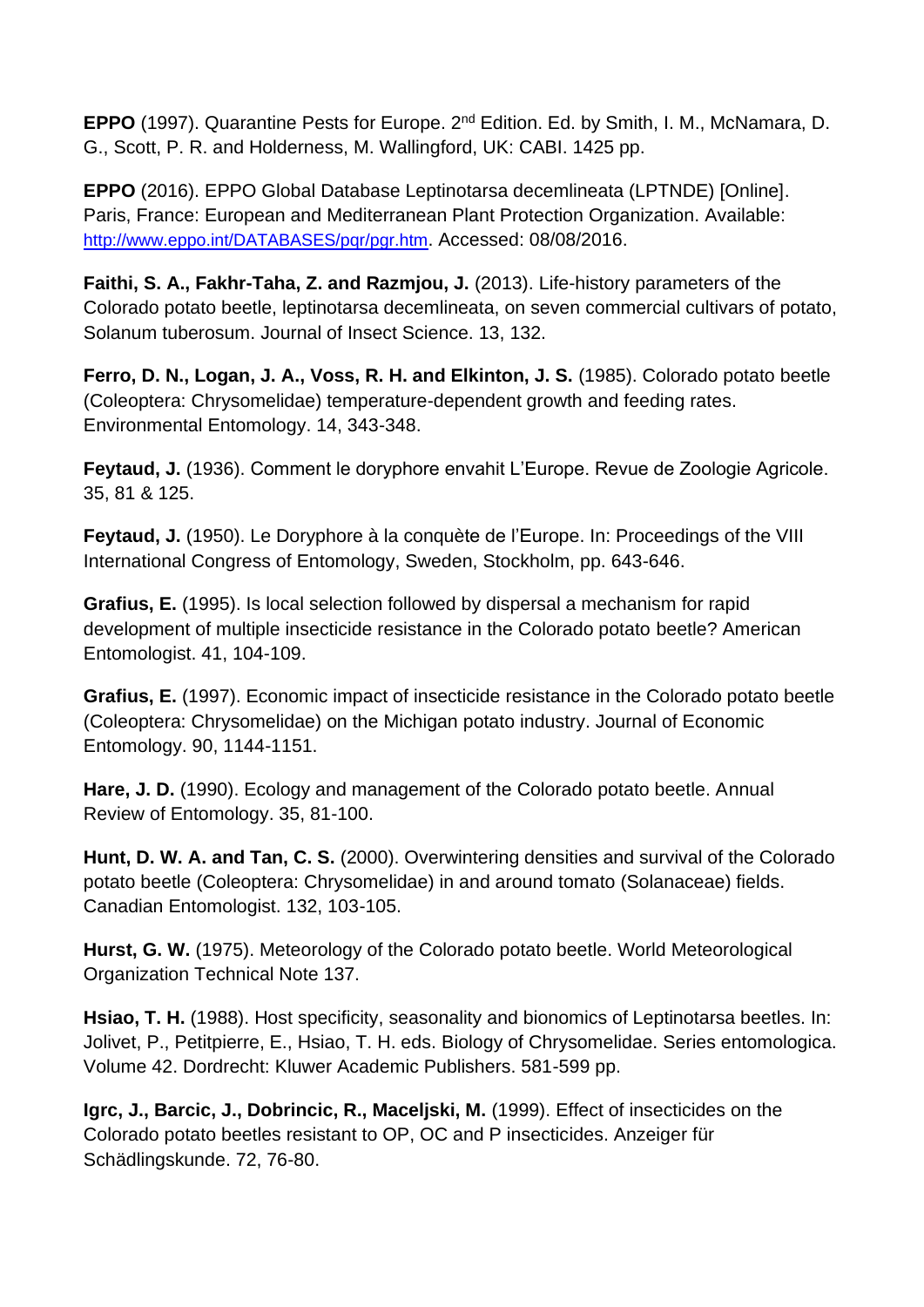**EPPO** (1997). Quarantine Pests for Europe. 2nd Edition. Ed. by Smith, I. M., McNamara, D. G., Scott, P. R. and Holderness, M. Wallingford, UK: CABI. 1425 pp.

**EPPO** (2016). EPPO Global Database Leptinotarsa decemlineata (LPTNDE) [Online]. Paris, France: European and Mediterranean Plant Protection Organization. Available: http://www.eppo.int/DATABASES/pqr/pgr.htm. Accessed: 08/08/2016.

**Faithi, S. A., Fakhr-Taha, Z. and Razmjou, J.** (2013). Life-history parameters of the Colorado potato beetle, leptinotarsa decemlineata, on seven commercial cultivars of potato, Solanum tuberosum. Journal of Insect Science. 13, 132.

**Ferro, D. N., Logan, J. A., Voss, R. H. and Elkinton, J. S.** (1985). Colorado potato beetle (Coleoptera: Chrysomelidae) temperature-dependent growth and feeding rates. Environmental Entomology. 14, 343-348.

**Feytaud, J.** (1936). Comment le doryphore envahit L'Europe. Revue de Zoologie Agricole. 35, 81 & 125.

**Feytaud, J.** (1950). Le Doryphore à la conquète de l'Europe. In: Proceedings of the VIII International Congress of Entomology, Sweden, Stockholm, pp. 643-646.

**Grafius, E.** (1995). Is local selection followed by dispersal a mechanism for rapid development of multiple insecticide resistance in the Colorado potato beetle? American Entomologist. 41, 104-109.

**Grafius, E.** (1997). Economic impact of insecticide resistance in the Colorado potato beetle (Coleoptera: Chrysomelidae) on the Michigan potato industry. Journal of Economic Entomology. 90, 1144-1151.

**Hare, J. D.** (1990). Ecology and management of the Colorado potato beetle. Annual Review of Entomology. 35, 81-100.

**Hunt, D. W. A. and Tan, C. S.** (2000). Overwintering densities and survival of the Colorado potato beetle (Coleoptera: Chrysomelidae) in and around tomato (Solanaceae) fields. Canadian Entomologist. 132, 103-105.

**Hurst, G. W.** (1975). Meteorology of the Colorado potato beetle. World Meteorological Organization Technical Note 137.

**Hsiao, T. H.** (1988). Host specificity, seasonality and bionomics of Leptinotarsa beetles. In: Jolivet, P., Petitpierre, E., Hsiao, T. H. eds. Biology of Chrysomelidae. Series entomologica. Volume 42. Dordrecht: Kluwer Academic Publishers. 581-599 pp.

**Igrc, J., Barcic, J., Dobrincic, R., Maceljski, M.** (1999). Effect of insecticides on the Colorado potato beetles resistant to OP, OC and P insecticides. Anzeiger für Schädlingskunde. 72, 76-80.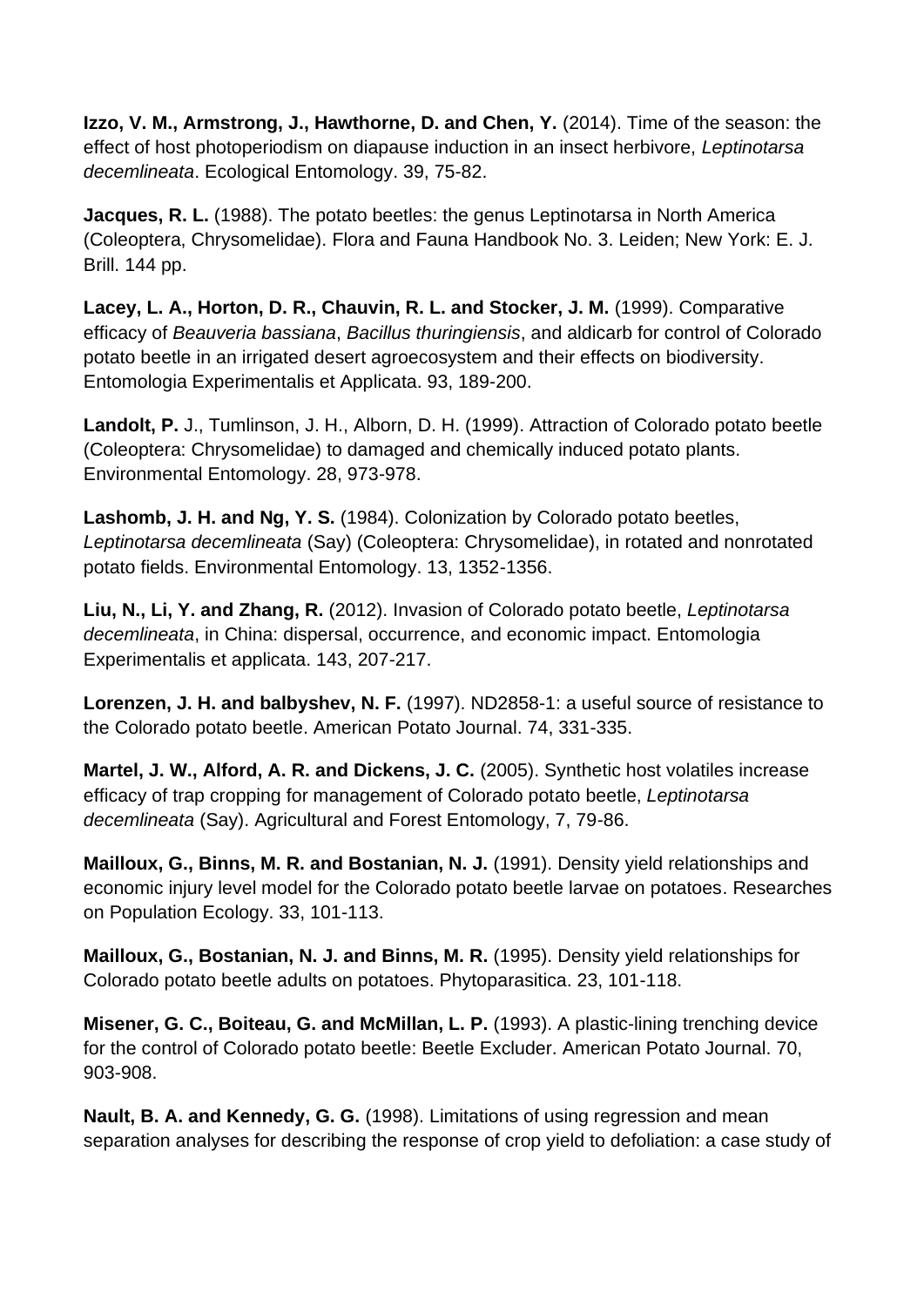**Izzo, V. M., Armstrong, J., Hawthorne, D. and Chen, Y.** (2014). Time of the season: the effect of host photoperiodism on diapause induction in an insect herbivore, *Leptinotarsa decemlineata*. Ecological Entomology. 39, 75-82.

**Jacques, R. L.** (1988). The potato beetles: the genus Leptinotarsa in North America (Coleoptera, Chrysomelidae). Flora and Fauna Handbook No. 3. Leiden; New York: E. J. Brill. 144 pp.

**Lacey, L. A., Horton, D. R., Chauvin, R. L. and Stocker, J. M.** (1999). Comparative efficacy of *Beauveria bassiana*, *Bacillus thuringiensis*, and aldicarb for control of Colorado potato beetle in an irrigated desert agroecosystem and their effects on biodiversity. Entomologia Experimentalis et Applicata. 93, 189-200.

**Landolt, P.** J., Tumlinson, J. H., Alborn, D. H. (1999). Attraction of Colorado potato beetle (Coleoptera: Chrysomelidae) to damaged and chemically induced potato plants. Environmental Entomology. 28, 973-978.

**Lashomb, J. H. and Ng, Y. S.** (1984). Colonization by Colorado potato beetles, *Leptinotarsa decemlineata* (Say) (Coleoptera: Chrysomelidae), in rotated and nonrotated potato fields. Environmental Entomology. 13, 1352-1356.

**Liu, N., Li, Y. and Zhang, R.** (2012). Invasion of Colorado potato beetle, *Leptinotarsa decemlineata*, in China: dispersal, occurrence, and economic impact. Entomologia Experimentalis et applicata. 143, 207-217.

**Lorenzen, J. H. and balbyshev, N. F.** (1997). ND2858-1: a useful source of resistance to the Colorado potato beetle. American Potato Journal. 74, 331-335.

**Martel, J. W., Alford, A. R. and Dickens, J. C.** (2005). Synthetic host volatiles increase efficacy of trap cropping for management of Colorado potato beetle, *Leptinotarsa decemlineata* (Say). Agricultural and Forest Entomology, 7, 79-86.

**Mailloux, G., Binns, M. R. and Bostanian, N. J.** (1991). Density yield relationships and economic injury level model for the Colorado potato beetle larvae on potatoes. Researches on Population Ecology. 33, 101-113.

**Mailloux, G., Bostanian, N. J. and Binns, M. R.** (1995). Density yield relationships for Colorado potato beetle adults on potatoes. Phytoparasitica. 23, 101-118.

**Misener, G. C., Boiteau, G. and McMillan, L. P.** (1993). A plastic-lining trenching device for the control of Colorado potato beetle: Beetle Excluder. American Potato Journal. 70, 903-908.

**Nault, B. A. and Kennedy, G. G.** (1998). Limitations of using regression and mean separation analyses for describing the response of crop yield to defoliation: a case study of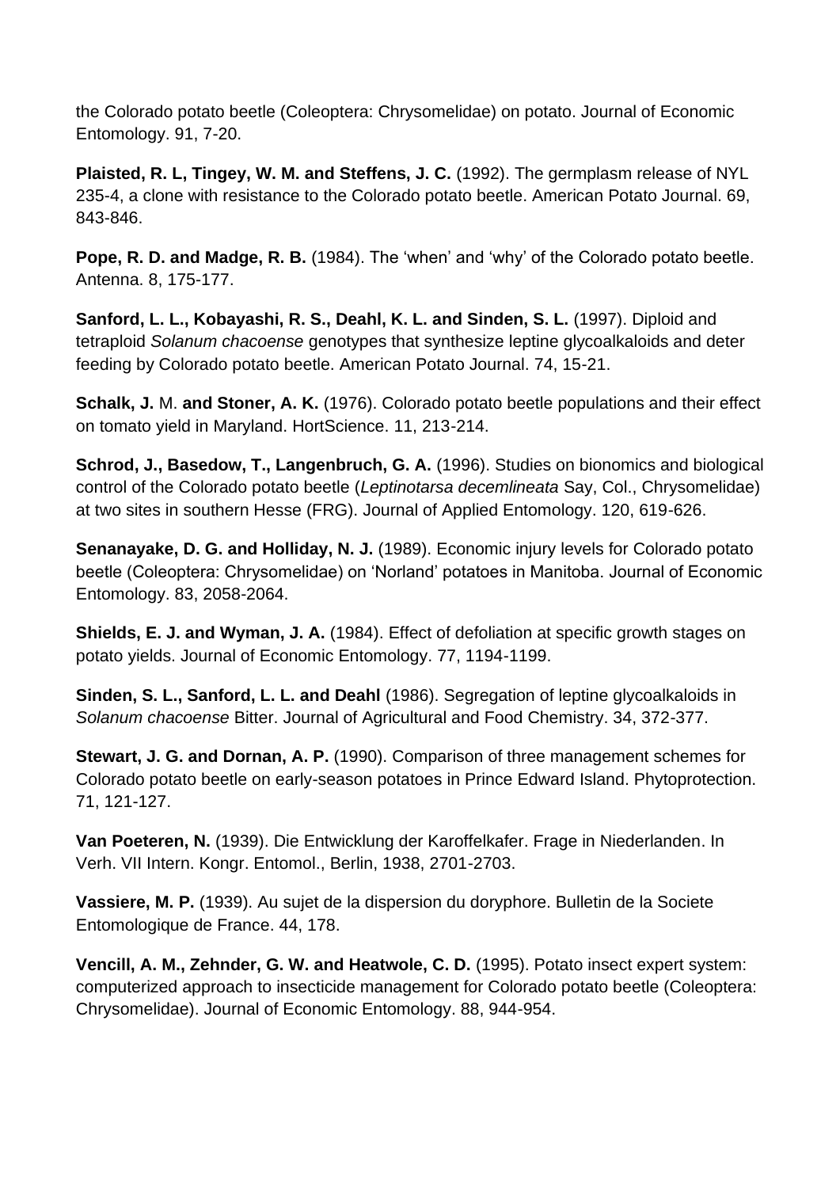the Colorado potato beetle (Coleoptera: Chrysomelidae) on potato. Journal of Economic Entomology. 91, 7-20.

**Plaisted, R. L, Tingey, W. M. and Steffens, J. C.** (1992). The germplasm release of NYL 235-4, a clone with resistance to the Colorado potato beetle. American Potato Journal. 69, 843-846.

**Pope, R. D. and Madge, R. B.** (1984). The 'when' and 'why' of the Colorado potato beetle. Antenna. 8, 175-177.

**Sanford, L. L., Kobayashi, R. S., Deahl, K. L. and Sinden, S. L.** (1997). Diploid and tetraploid *Solanum chacoense* genotypes that synthesize leptine glycoalkaloids and deter feeding by Colorado potato beetle. American Potato Journal. 74, 15-21.

**Schalk, J.** M. **and Stoner, A. K.** (1976). Colorado potato beetle populations and their effect on tomato yield in Maryland. HortScience. 11, 213-214.

**Schrod, J., Basedow, T., Langenbruch, G. A.** (1996). Studies on bionomics and biological control of the Colorado potato beetle (*Leptinotarsa decemlineata* Say, Col., Chrysomelidae) at two sites in southern Hesse (FRG). Journal of Applied Entomology. 120, 619-626.

**Senanayake, D. G. and Holliday, N. J.** (1989). Economic injury levels for Colorado potato beetle (Coleoptera: Chrysomelidae) on 'Norland' potatoes in Manitoba. Journal of Economic Entomology. 83, 2058-2064.

**Shields, E. J. and Wyman, J. A.** (1984). Effect of defoliation at specific growth stages on potato yields. Journal of Economic Entomology. 77, 1194-1199.

**Sinden, S. L., Sanford, L. L. and Deahl** (1986). Segregation of leptine glycoalkaloids in *Solanum chacoense* Bitter. Journal of Agricultural and Food Chemistry. 34, 372-377.

**Stewart, J. G. and Dornan, A. P.** (1990). Comparison of three management schemes for Colorado potato beetle on early-season potatoes in Prince Edward Island. Phytoprotection. 71, 121-127.

**Van Poeteren, N.** (1939). Die Entwicklung der Karoffelkafer. Frage in Niederlanden. In Verh. VII Intern. Kongr. Entomol., Berlin, 1938, 2701-2703.

**Vassiere, M. P.** (1939). Au sujet de la dispersion du doryphore. Bulletin de la Societe Entomologique de France. 44, 178.

**Vencill, A. M., Zehnder, G. W. and Heatwole, C. D.** (1995). Potato insect expert system: computerized approach to insecticide management for Colorado potato beetle (Coleoptera: Chrysomelidae). Journal of Economic Entomology. 88, 944-954.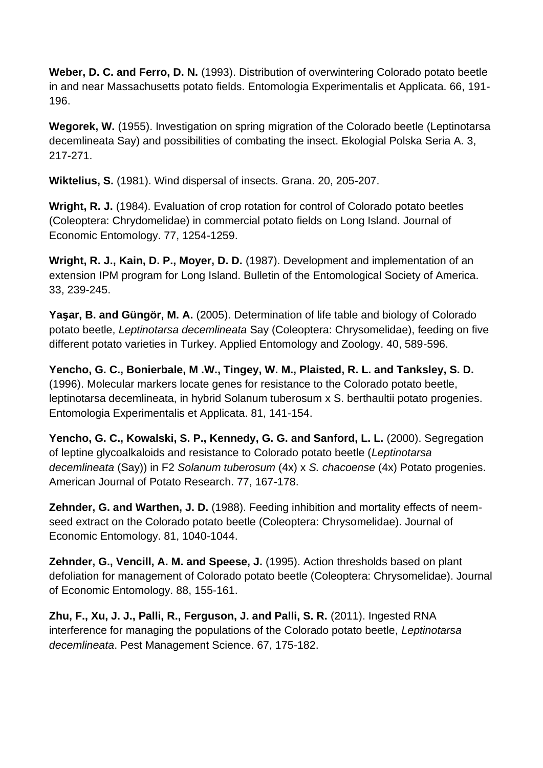**Weber, D. C. and Ferro, D. N.** (1993). Distribution of overwintering Colorado potato beetle in and near Massachusetts potato fields. Entomologia Experimentalis et Applicata. 66, 191-196.

**Wegorek, W.** (1955). Investigation on spring migration of the Colorado beetle (Leptinotarsa decemlineata Say) and possibilities of combating the insect. Ekologial Polska Seria A. 3, 217-271.

**Wiktelius, S.** (1981). Wind dispersal of insects. Grana. 20, 205-207.

**Wright, R. J.** (1984). Evaluation of crop rotation for control of Colorado potato beetles (Coleoptera: Chrydomelidae) in commercial potato fields on Long Island. Journal of Economic Entomology. 77, 1254-1259.

**Wright, R. J., Kain, D. P., Moyer, D. D.** (1987). Development and implementation of an extension IPM program for Long Island. Bulletin of the Entomological Society of America. 33, 239-245.

**Yaşar, B. and Güngör, M. A.** (2005). Determination of life table and biology of Colorado potato beetle, *Leptinotarsa decemlineata* Say (Coleoptera: Chrysomelidae), feeding on five different potato varieties in Turkey. Applied Entomology and Zoology. 40, 589-596.

**Yencho, G. C., Bonierbale, M .W., Tingey, W. M., Plaisted, R. L. and Tanksley, S. D.** (1996). Molecular markers locate genes for resistance to the Colorado potato beetle, leptinotarsa decemlineata, in hybrid Solanum tuberosum x S. berthaultii potato progenies. Entomologia Experimentalis et Applicata. 81, 141-154.

**Yencho, G. C., Kowalski, S. P., Kennedy, G. G. and Sanford, L. L.** (2000). Segregation of leptine glycoalkaloids and resistance to Colorado potato beetle (*Leptinotarsa decemlineata* (Say)) in F2 *Solanum tuberosum* (4x) x *S. chacoense* (4x) Potato progenies. American Journal of Potato Research. 77, 167-178.

**Zehnder, G. and Warthen, J. D.** (1988). Feeding inhibition and mortality effects of neem-seed extract on the Colorado potato beetle (Coleoptera: Chrysomelidae). Journal of Economic Entomology. 81, 1040-1044.

**Zehnder, G., Vencill, A. M. and Speese, J.** (1995). Action thresholds based on plant defoliation for management of Colorado potato beetle (Coleoptera: Chrysomelidae). Journal of Economic Entomology. 88, 155-161.

**Zhu, F., Xu, J. J., Palli, R., Ferguson, J. and Palli, S. R.** (2011). Ingested RNA interference for managing the populations of the Colorado potato beetle, *Leptinotarsa decemlineata*. Pest Management Science. 67, 175-182.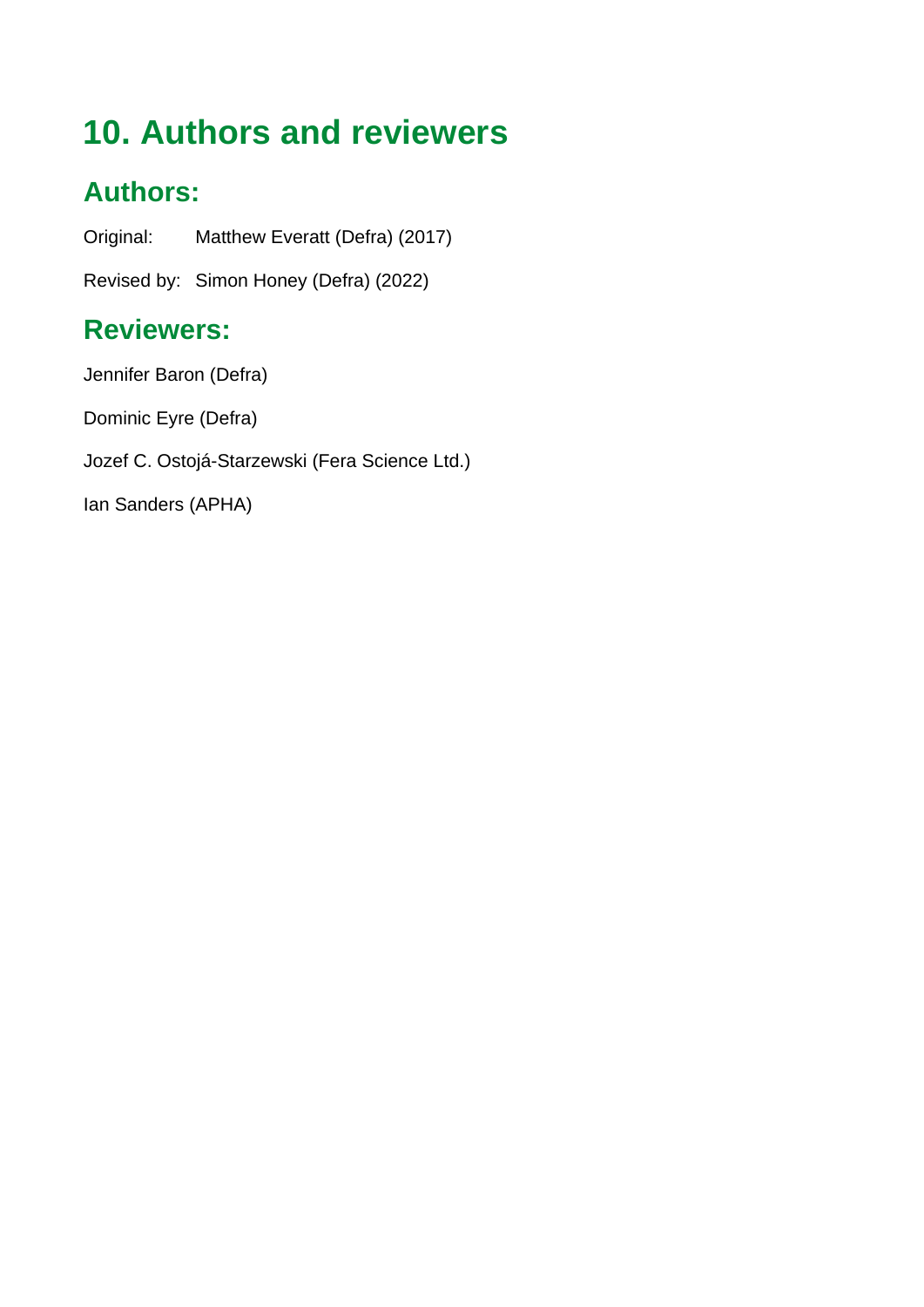# 10. Authors and reviewers

## Authors:

Original: Matthew Everatt (Defra) (2017)

Revised by: Simon Honey (Defra) (2022)

## Reviewers:

Jennifer Baron (Defra)

Dominic Eyre (Defra)

Jozef C. Ostojá-Starzewski (Fera Science Ltd.)

Ian Sanders (APHA)